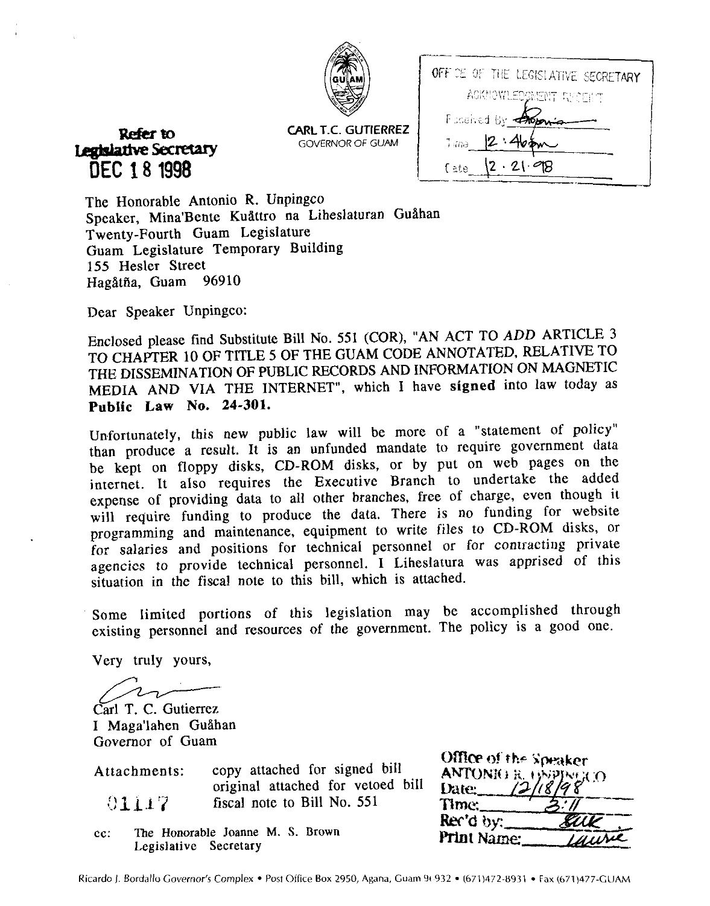CARL T.C. GUTIERREZ
GOVERNOR OF GUAM

**Refer to Legislative Secretary**
**DEC 18 1998**

OFFICE OF THE LEGISLATIVE SECRETARY
ACKNOWLEDGMENT RECEIPT
Received By: [signature]
Time: 12:46pm
Date: 12·21·98

The Honorable Antonio R. Unpingco
Speaker, Mina'Bente Kuåttro na Liheslaturan Guåhan
Twenty-Fourth Guam Legislature
Guam Legislature Temporary Building
155 Hesler Street
Hagåtña, Guam 96910

Dear Speaker Unpingco:

Enclosed please find Substitute Bill No. 551 (COR), "AN ACT TO *ADD* ARTICLE 3 TO CHAPTER 10 OF TITLE 5 OF THE GUAM CODE ANNOTATED, RELATIVE TO THE DISSEMINATION OF PUBLIC RECORDS AND INFORMATION ON MAGNETIC MEDIA AND VIA THE INTERNET", which I have **signed** into law today as **Public Law No. 24-301.**

Unfortunately, this new public law will be more of a "statement of policy" than produce a result. It is an unfunded mandate to require government data be kept on floppy disks, CD-ROM disks, or by put on web pages on the internet. It also requires the Executive Branch to undertake the added expense of providing data to all other branches, free of charge, even though it will require funding to produce the data. There is no funding for website programming and maintenance, equipment to write files to CD-ROM disks, or for salaries and positions for technical personnel or for contracting private agencies to provide technical personnel. I Liheslatura was apprised of this situation in the fiscal note to this bill, which is attached.

Some limited portions of this legislation may be accomplished through existing personnel and resources of the government. The policy is a good one.

Very truly yours,

[signature]

Carl T. C. Gutierrez
I Maga'lahen Guåhan
Governor of Guam

Attachments: copy attached for signed bill
original attached for vetoed bill
fiscal note to Bill No. 551

01117

cc: The Honorable Joanne M. S. Brown
Legislative Secretary

Office of the Speaker
ANTONIO R. UNPINGCO
Date: 12/18/98
Time: 3:11
Rec'd by: [signature]
Print Name: Laurie

Ricardo J. Bordallo Governor's Complex • Post Office Box 2950, Agana, Guam 96932 • (671)472-8931 • Fax (671)477-GUAM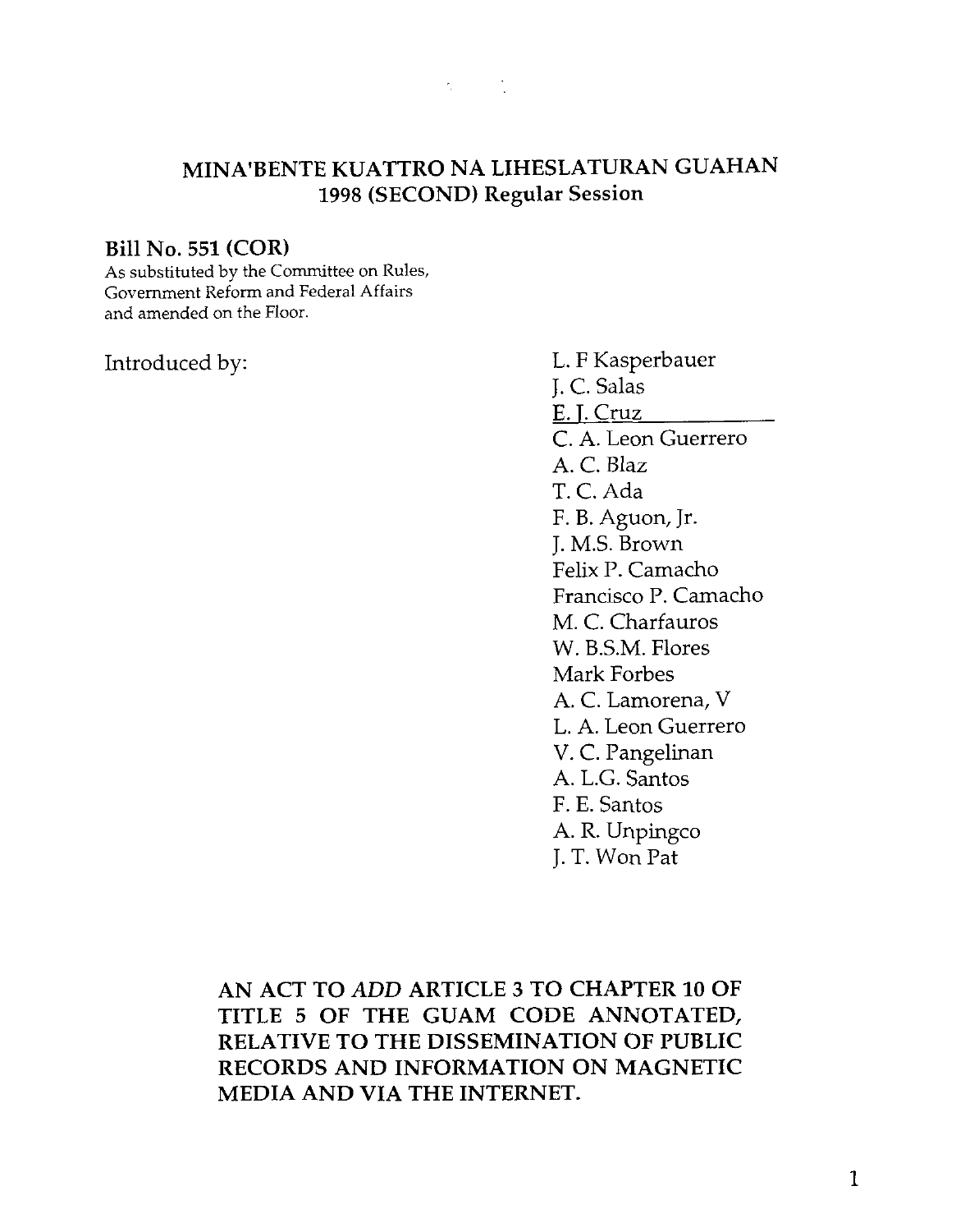## MINA'BENTE KUATTRO NA LIHESLATURAN GUAHAN
## 1998 (SECOND) Regular Session

**Bill No. 551 (COR)**

As substituted by the Committee on Rules, Government Reform and Federal Affairs and amended on the Floor.

Introduced by:

L. F Kasperbauer
J. C. Salas
E. J. Cruz
C. A. Leon Guerrero
A. C. Blaz
T. C. Ada
F. B. Aguon, Jr.
J. M.S. Brown
Felix P. Camacho
Francisco P. Camacho
M. C. Charfauros
W. B.S.M. Flores
Mark Forbes
A. C. Lamorena, V
L. A. Leon Guerrero
V. C. Pangelinan
A. L.G. Santos
F. E. Santos
A. R. Unpingco
J. T. Won Pat

**AN ACT TO *ADD* ARTICLE 3 TO CHAPTER 10 OF TITLE 5 OF THE GUAM CODE ANNOTATED, RELATIVE TO THE DISSEMINATION OF PUBLIC RECORDS AND INFORMATION ON MAGNETIC MEDIA AND VIA THE INTERNET.**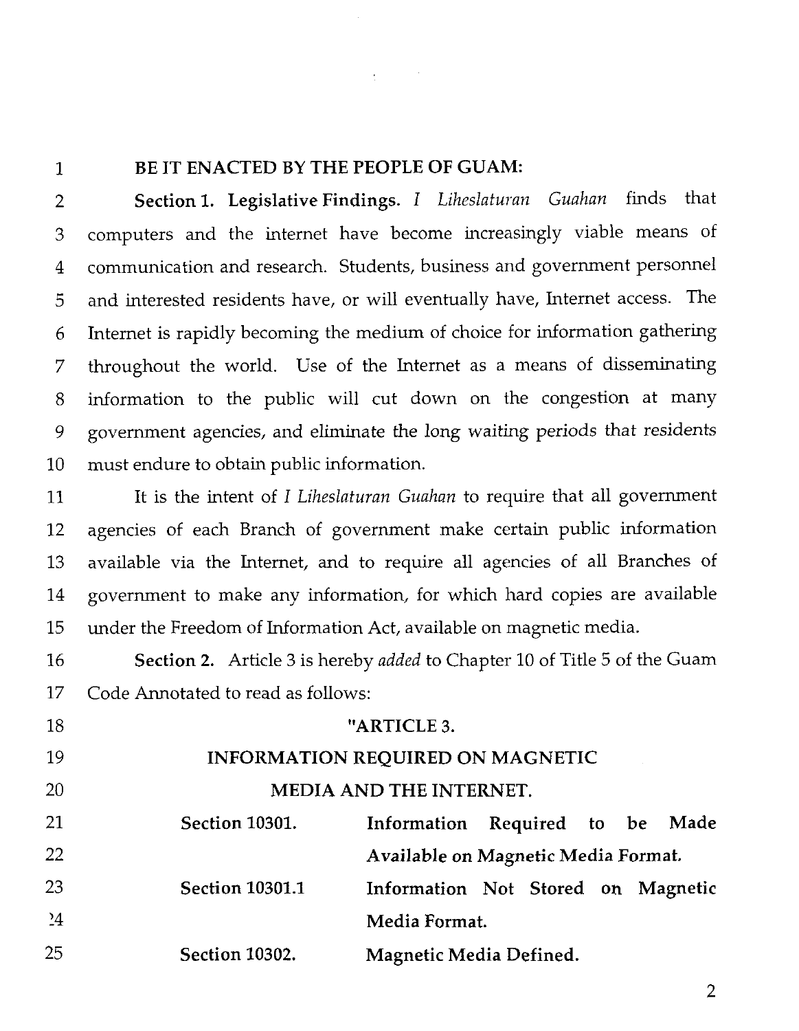**BE IT ENACTED BY THE PEOPLE OF GUAM:**

**Section 1. Legislative Findings.** *I Liheslaturan Guahan* finds that computers and the internet have become increasingly viable means of communication and research. Students, business and government personnel and interested residents have, or will eventually have, Internet access. The Internet is rapidly becoming the medium of choice for information gathering throughout the world. Use of the Internet as a means of disseminating information to the public will cut down on the congestion at many government agencies, and eliminate the long waiting periods that residents must endure to obtain public information.

It is the intent of *I Liheslaturan Guahan* to require that all government agencies of each Branch of government make certain public information available via the Internet, and to require all agencies of all Branches of government to make any information, for which hard copies are available under the Freedom of Information Act, available on magnetic media.

**Section 2.** Article 3 is hereby *added* to Chapter 10 of Title 5 of the Guam Code Annotated to read as follows:

"**ARTICLE 3.**

**INFORMATION REQUIRED ON MAGNETIC MEDIA AND THE INTERNET.**

| | |
|---|---|
| **Section 10301.** | **Information Required to be Made Available on Magnetic Media Format.** |
| **Section 10301.1** | **Information Not Stored on Magnetic Media Format.** |
| **Section 10302.** | **Magnetic Media Defined.** |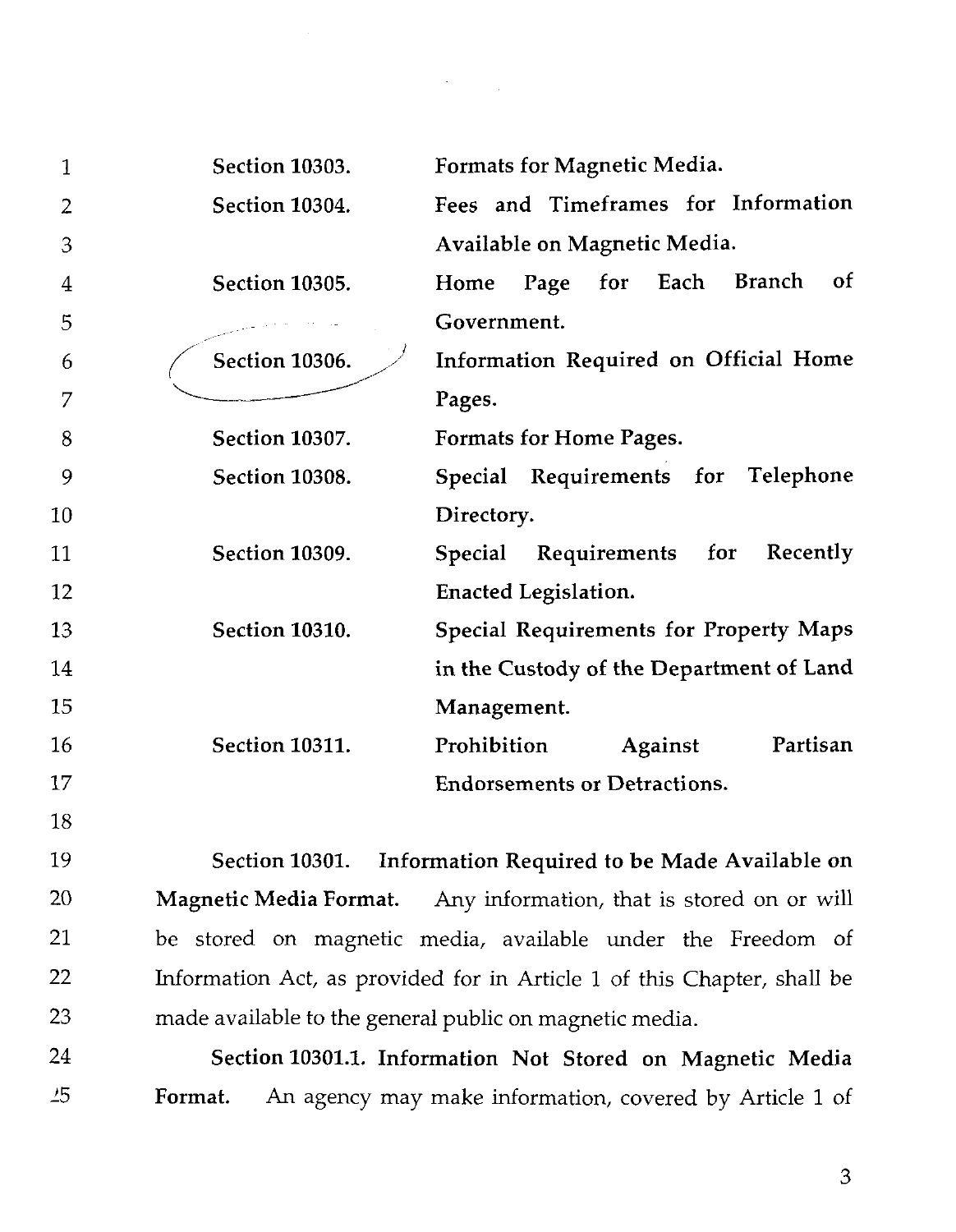| | |
|---|---|
| Section 10303. | Formats for Magnetic Media. |
| Section 10304. | Fees and Timeframes for Information Available on Magnetic Media. |
| Section 10305. | Home Page for Each Branch of Government. |
| Section 10306. | Information Required on Official Home Pages. |
| Section 10307. | Formats for Home Pages. |
| Section 10308. | Special Requirements for Telephone Directory. |
| Section 10309. | Special Requirements for Recently Enacted Legislation. |
| Section 10310. | Special Requirements for Property Maps in the Custody of the Department of Land Management. |
| Section 10311. | Prohibition Against Partisan Endorsements or Detractions. |

**Section 10301. Information Required to be Made Available on Magnetic Media Format.** Any information, that is stored on or will be stored on magnetic media, available under the Freedom of Information Act, as provided for in Article 1 of this Chapter, shall be made available to the general public on magnetic media.

**Section 10301.1. Information Not Stored on Magnetic Media Format.** An agency may make information, covered by Article 1 of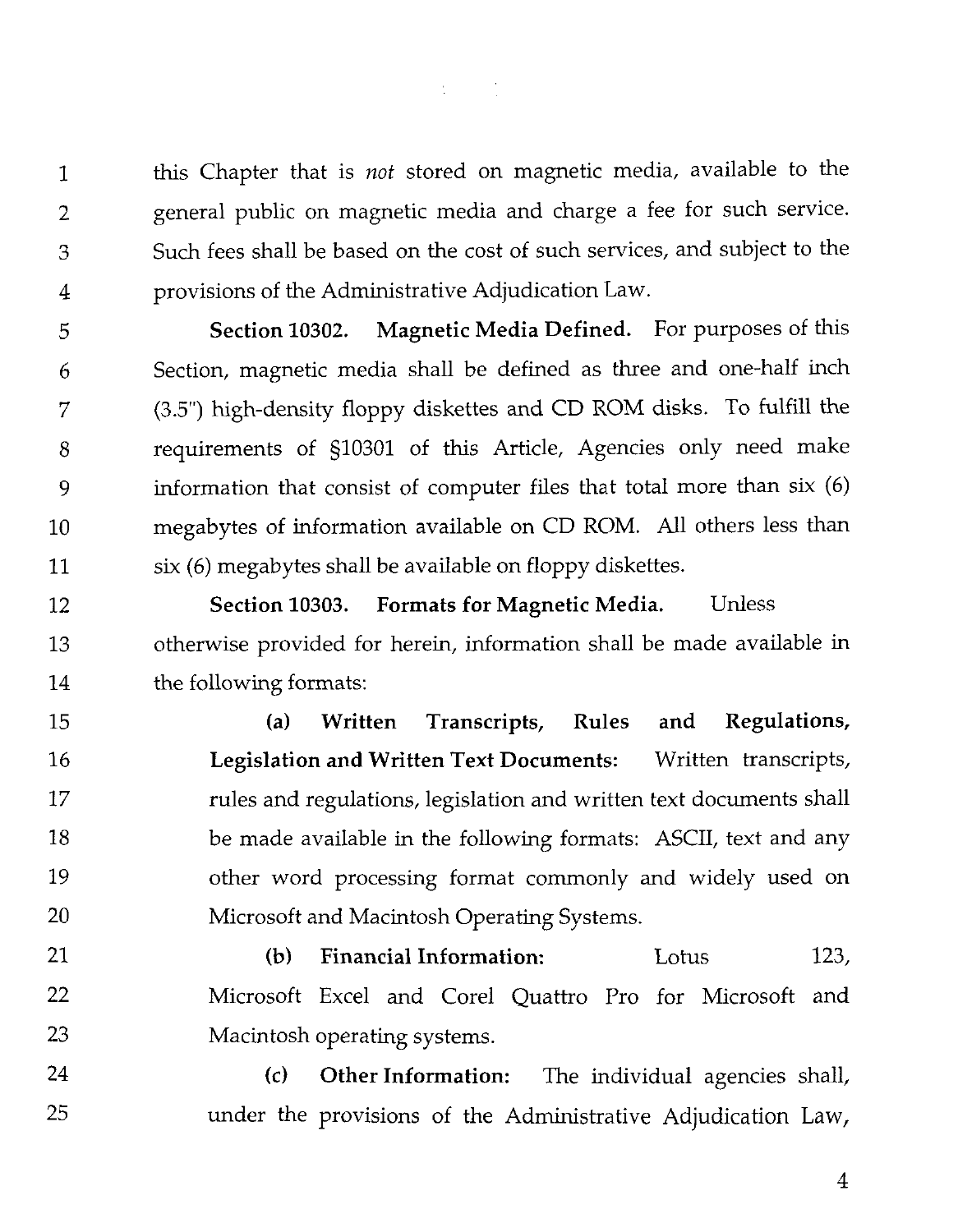this Chapter that is *not* stored on magnetic media, available to the general public on magnetic media and charge a fee for such service. Such fees shall be based on the cost of such services, and subject to the provisions of the Administrative Adjudication Law.

**Section 10302. Magnetic Media Defined.** For purposes of this Section, magnetic media shall be defined as three and one-half inch (3.5") high-density floppy diskettes and CD ROM disks. To fulfill the requirements of §10301 of this Article, Agencies only need make information that consist of computer files that total more than six (6) megabytes of information available on CD ROM. All others less than six (6) megabytes shall be available on floppy diskettes.

**Section 10303. Formats for Magnetic Media.** Unless otherwise provided for herein, information shall be made available in the following formats:

(a) **Written Transcripts, Rules and Regulations, Legislation and Written Text Documents:** Written transcripts, rules and regulations, legislation and written text documents shall be made available in the following formats: ASCII, text and any other word processing format commonly and widely used on Microsoft and Macintosh Operating Systems.

(b) **Financial Information:** Lotus 123, Microsoft Excel and Corel Quattro Pro for Microsoft and Macintosh operating systems.

(c) **Other Information:** The individual agencies shall, under the provisions of the Administrative Adjudication Law,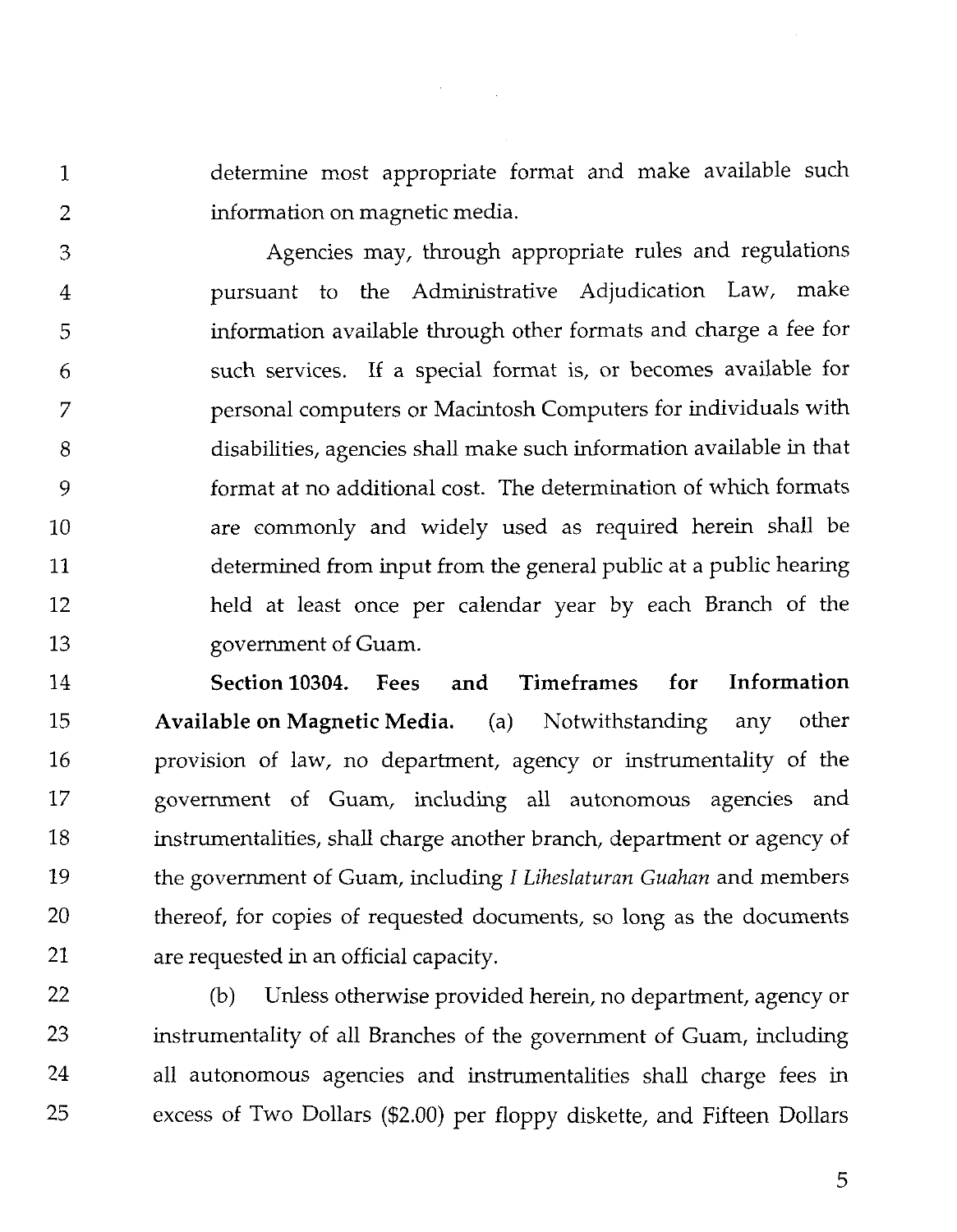determine most appropriate format and make available such information on magnetic media.

Agencies may, through appropriate rules and regulations pursuant to the Administrative Adjudication Law, make information available through other formats and charge a fee for such services. If a special format is, or becomes available for personal computers or Macintosh Computers for individuals with disabilities, agencies shall make such information available in that format at no additional cost. The determination of which formats are commonly and widely used as required herein shall be determined from input from the general public at a public hearing held at least once per calendar year by each Branch of the government of Guam.

**Section 10304. Fees and Timeframes for Information Available on Magnetic Media.** (a) Notwithstanding any other provision of law, no department, agency or instrumentality of the government of Guam, including all autonomous agencies and instrumentalities, shall charge another branch, department or agency of the government of Guam, including *I Liheslaturan Guahan* and members thereof, for copies of requested documents, so long as the documents are requested in an official capacity.

(b) Unless otherwise provided herein, no department, agency or instrumentality of all Branches of the government of Guam, including all autonomous agencies and instrumentalities shall charge fees in excess of Two Dollars ($2.00) per floppy diskette, and Fifteen Dollars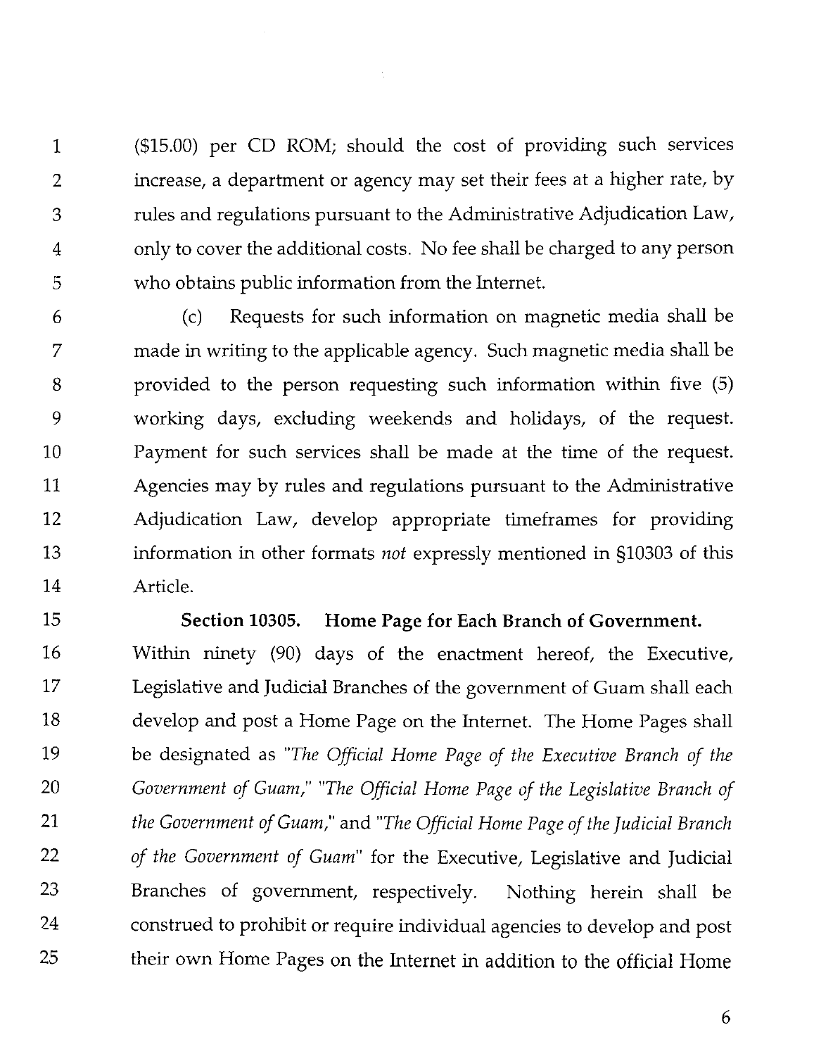($15.00) per CD ROM; should the cost of providing such services increase, a department or agency may set their fees at a higher rate, by rules and regulations pursuant to the Administrative Adjudication Law, only to cover the additional costs. No fee shall be charged to any person who obtains public information from the Internet.

(c) Requests for such information on magnetic media shall be made in writing to the applicable agency. Such magnetic media shall be provided to the person requesting such information within five (5) working days, excluding weekends and holidays, of the request. Payment for such services shall be made at the time of the request. Agencies may by rules and regulations pursuant to the Administrative Adjudication Law, develop appropriate timeframes for providing information in other formats *not* expressly mentioned in §10303 of this Article.

**Section 10305. Home Page for Each Branch of Government.** Within ninety (90) days of the enactment hereof, the Executive, Legislative and Judicial Branches of the government of Guam shall each develop and post a Home Page on the Internet. The Home Pages shall be designated as "*The Official Home Page of the Executive Branch of the Government of Guam,*" "*The Official Home Page of the Legislative Branch of the Government of Guam,*" and "*The Official Home Page of the Judicial Branch of the Government of Guam*" for the Executive, Legislative and Judicial Branches of government, respectively. Nothing herein shall be construed to prohibit or require individual agencies to develop and post their own Home Pages on the Internet in addition to the official Home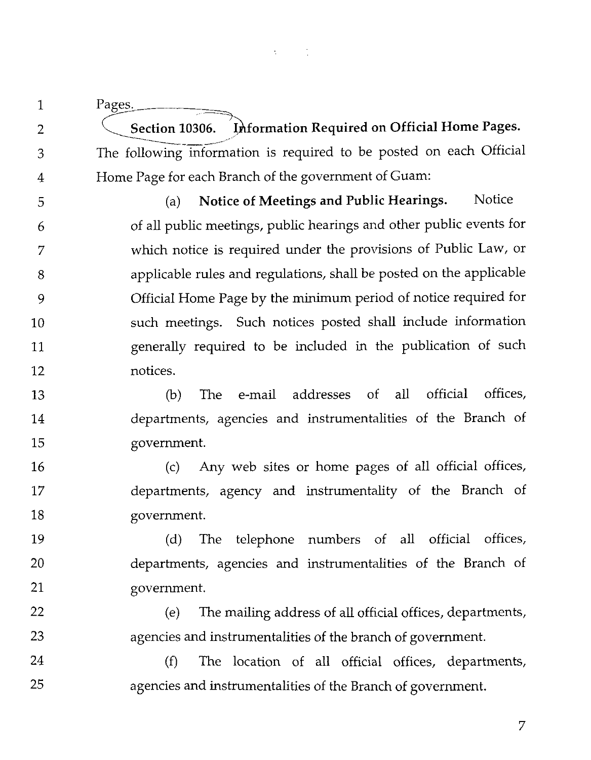Pages.

**Section 10306. Information Required on Official Home Pages.** The following information is required to be posted on each Official Home Page for each Branch of the government of Guam:

(a) **Notice of Meetings and Public Hearings.** Notice of all public meetings, public hearings and other public events for which notice is required under the provisions of Public Law, or applicable rules and regulations, shall be posted on the applicable Official Home Page by the minimum period of notice required for such meetings. Such notices posted shall include information generally required to be included in the publication of such notices.

(b) The e-mail addresses of all official offices, departments, agencies and instrumentalities of the Branch of government.

(c) Any web sites or home pages of all official offices, departments, agency and instrumentality of the Branch of government.

(d) The telephone numbers of all official offices, departments, agencies and instrumentalities of the Branch of government.

(e) The mailing address of all official offices, departments, agencies and instrumentalities of the branch of government.

(f) The location of all official offices, departments, agencies and instrumentalities of the Branch of government.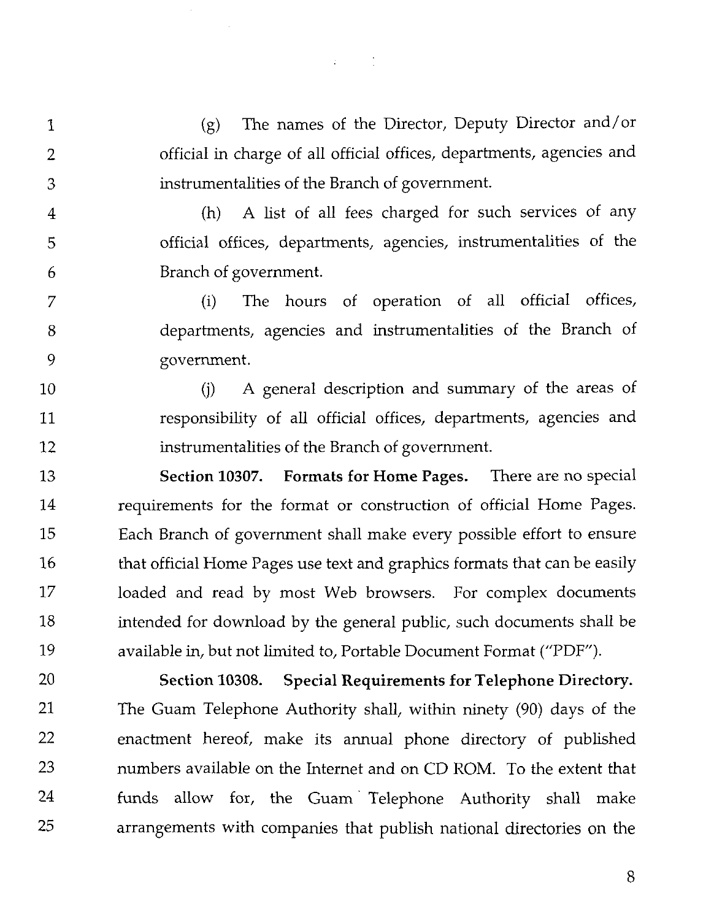(g) The names of the Director, Deputy Director and/or official in charge of all official offices, departments, agencies and instrumentalities of the Branch of government.

(h) A list of all fees charged for such services of any official offices, departments, agencies, instrumentalities of the Branch of government.

(i) The hours of operation of all official offices, departments, agencies and instrumentalities of the Branch of government.

(j) A general description and summary of the areas of responsibility of all official offices, departments, agencies and instrumentalities of the Branch of government.

**Section 10307. Formats for Home Pages.** There are no special requirements for the format or construction of official Home Pages. Each Branch of government shall make every possible effort to ensure that official Home Pages use text and graphics formats that can be easily loaded and read by most Web browsers. For complex documents intended for download by the general public, such documents shall be available in, but not limited to, Portable Document Format ("PDF").

**Section 10308. Special Requirements for Telephone Directory.** The Guam Telephone Authority shall, within ninety (90) days of the enactment hereof, make its annual phone directory of published numbers available on the Internet and on CD ROM. To the extent that funds allow for, the Guam Telephone Authority shall make arrangements with companies that publish national directories on the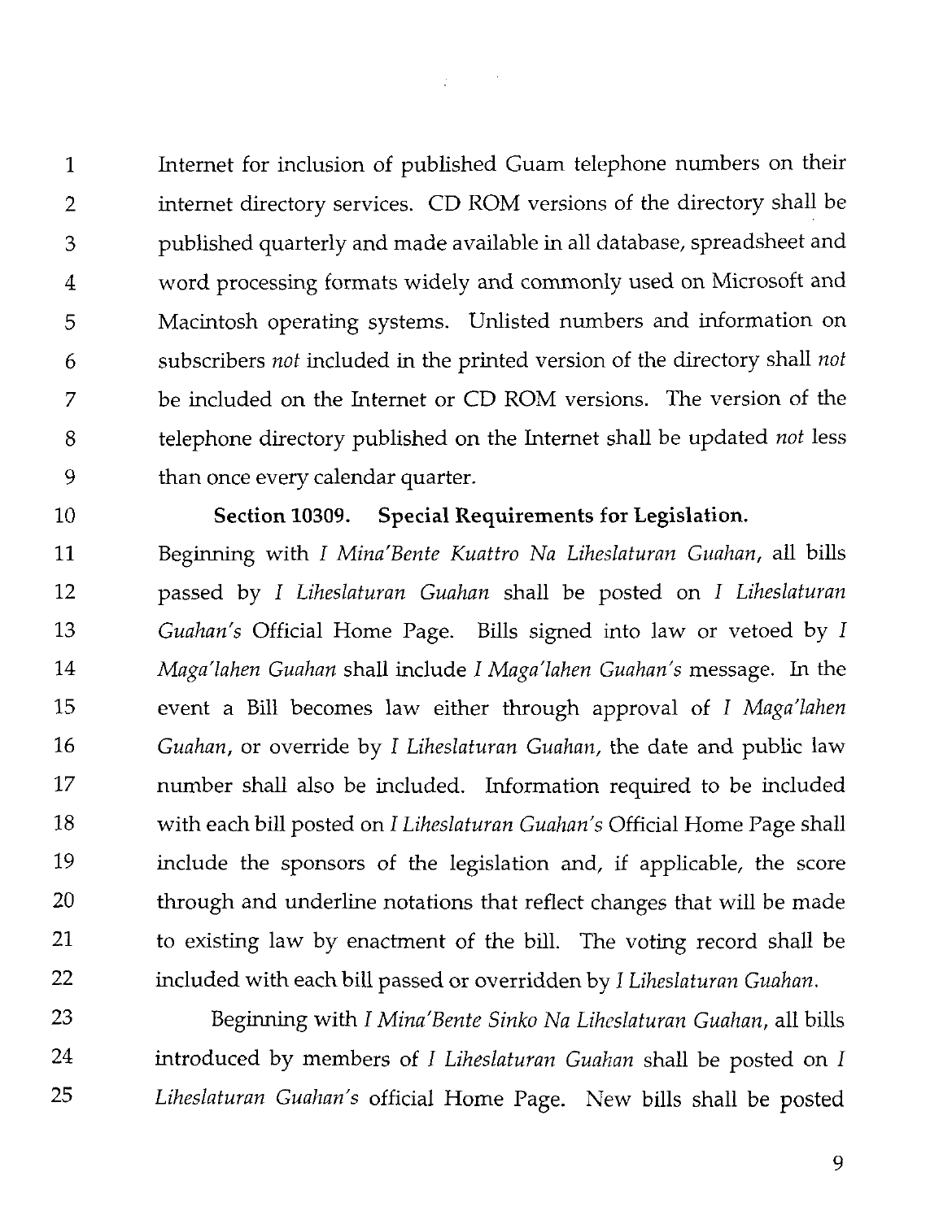Internet for inclusion of published Guam telephone numbers on their internet directory services. CD ROM versions of the directory shall be published quarterly and made available in all database, spreadsheet and word processing formats widely and commonly used on Microsoft and Macintosh operating systems. Unlisted numbers and information on subscribers *not* included in the printed version of the directory shall *not* be included on the Internet or CD ROM versions. The version of the telephone directory published on the Internet shall be updated *not* less than once every calendar quarter.

**Section 10309. Special Requirements for Legislation.**

Beginning with *I Mina'Bente Kuattro Na Liheslaturan Guahan*, all bills passed by *I Liheslaturan Guahan* shall be posted on *I Liheslaturan Guahan's* Official Home Page. Bills signed into law or vetoed by *I Maga'lahen Guahan* shall include *I Maga'lahen Guahan's* message. In the event a Bill becomes law either through approval of *I Maga'lahen Guahan*, or override by *I Liheslaturan Guahan*, the date and public law number shall also be included. Information required to be included with each bill posted on *I Liheslaturan Guahan's* Official Home Page shall include the sponsors of the legislation and, if applicable, the score through and underline notations that reflect changes that will be made to existing law by enactment of the bill. The voting record shall be included with each bill passed or overridden by *I Liheslaturan Guahan*.

Beginning with *I Mina'Bente Sinko Na Liheslaturan Guahan*, all bills introduced by members of *I Liheslaturan Guahan* shall be posted on *I Liheslaturan Guahan's* official Home Page. New bills shall be posted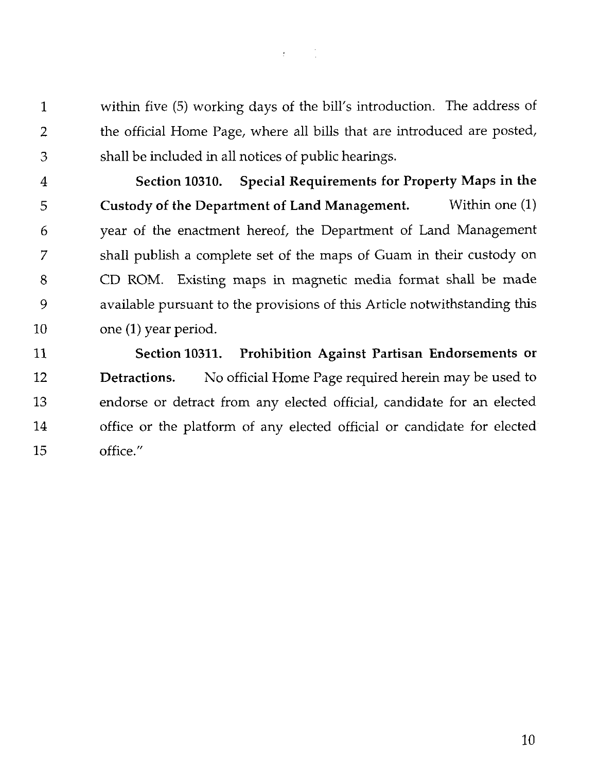within five (5) working days of the bill's introduction. The address of the official Home Page, where all bills that are introduced are posted, shall be included in all notices of public hearings.

**Section 10310. Special Requirements for Property Maps in the Custody of the Department of Land Management.** Within one (1) year of the enactment hereof, the Department of Land Management shall publish a complete set of the maps of Guam in their custody on CD ROM. Existing maps in magnetic media format shall be made available pursuant to the provisions of this Article notwithstanding this one (1) year period.

**Section 10311. Prohibition Against Partisan Endorsements or Detractions.** No official Home Page required herein may be used to endorse or detract from any elected official, candidate for an elected office or the platform of any elected official or candidate for elected office."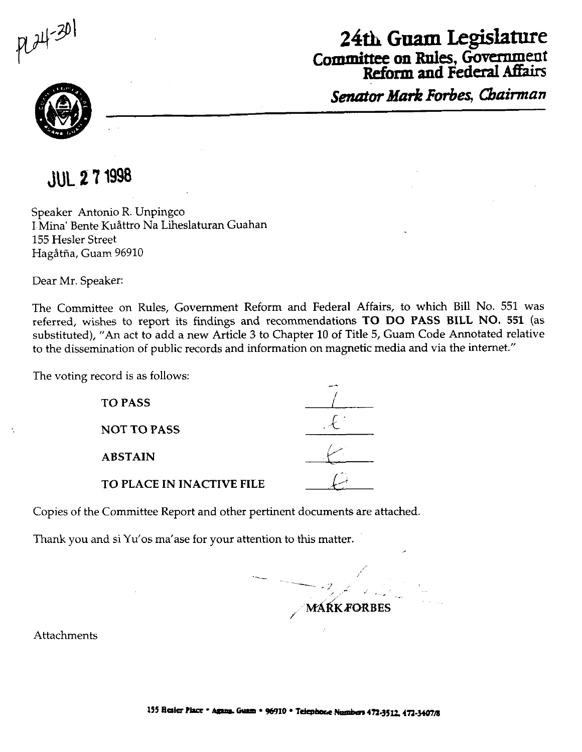PL24-301

# 24th Guam Legislature

## Committee on Rules, Government Reform and Federal Affairs

***Senator Mark Forbes, Chairman***

JUL 27 1998

Speaker Antonio R. Unpingco
I Mina' Bente Kuåttro Na Liheslaturan Guahan
155 Hesler Street
Hagåtña, Guam 96910

Dear Mr. Speaker:

The Committee on Rules, Government Reform and Federal Affairs, to which Bill No. 551 was referred, wishes to report its findings and recommendations **TO DO PASS BILL NO. 551** (as substituted), "An act to add a new Article 3 to Chapter 10 of Title 5, Guam Code Annotated relative to the dissemination of public records and information on magnetic media and via the internet."

The voting record is as follows:

| | |
|---|---|
| **TO PASS** | 7 |
| **NOT TO PASS** | 0 |
| **ABSTAIN** | 0 |
| **TO PLACE IN INACTIVE FILE** | 0 |

Copies of the Committee Report and other pertinent documents are attached.

Thank you and si Yu'os ma'ase for your attention to this matter.

MARK FORBES

Attachments

155 Hesler Place • Agana, Guam • 96910 • Telephone Numbers 472-3512, 472-3407/8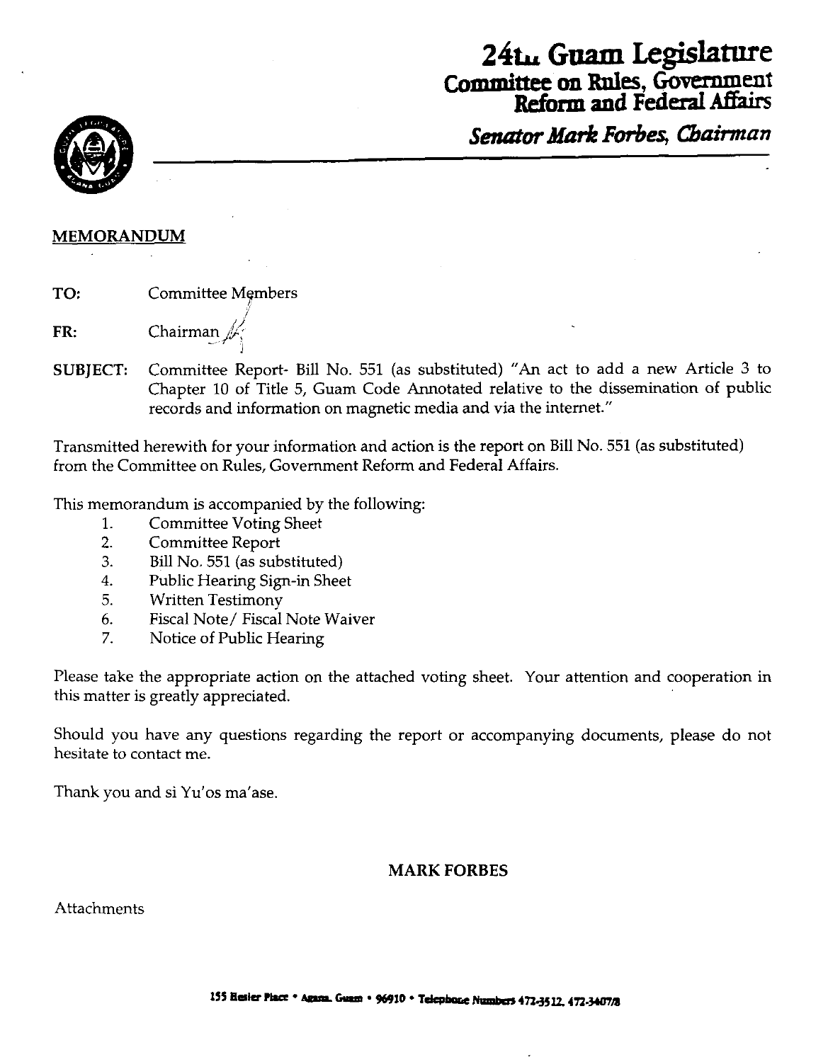# 24th Guam Legislature
## Committee on Rules, Government Reform and Federal Affairs
### *Senator Mark Forbes, Chairman*

**MEMORANDUM**

**TO:** Committee Members

**FR:** Chairman

**SUBJECT:** Committee Report- Bill No. 551 (as substituted) "An act to add a new Article 3 to Chapter 10 of Title 5, Guam Code Annotated relative to the dissemination of public records and information on magnetic media and via the internet."

Transmitted herewith for your information and action is the report on Bill No. 551 (as substituted) from the Committee on Rules, Government Reform and Federal Affairs.

This memorandum is accompanied by the following:

1. Committee Voting Sheet
2. Committee Report
3. Bill No. 551 (as substituted)
4. Public Hearing Sign-in Sheet
5. Written Testimony
6. Fiscal Note/ Fiscal Note Waiver
7. Notice of Public Hearing

Please take the appropriate action on the attached voting sheet. Your attention and cooperation in this matter is greatly appreciated.

Should you have any questions regarding the report or accompanying documents, please do not hesitate to contact me.

Thank you and si Yu'os ma'ase.

**MARK FORBES**

Attachments

155 Hesler Place • Agana, Guam • 96910 • Telephone Numbers 472-3512, 472-3407/8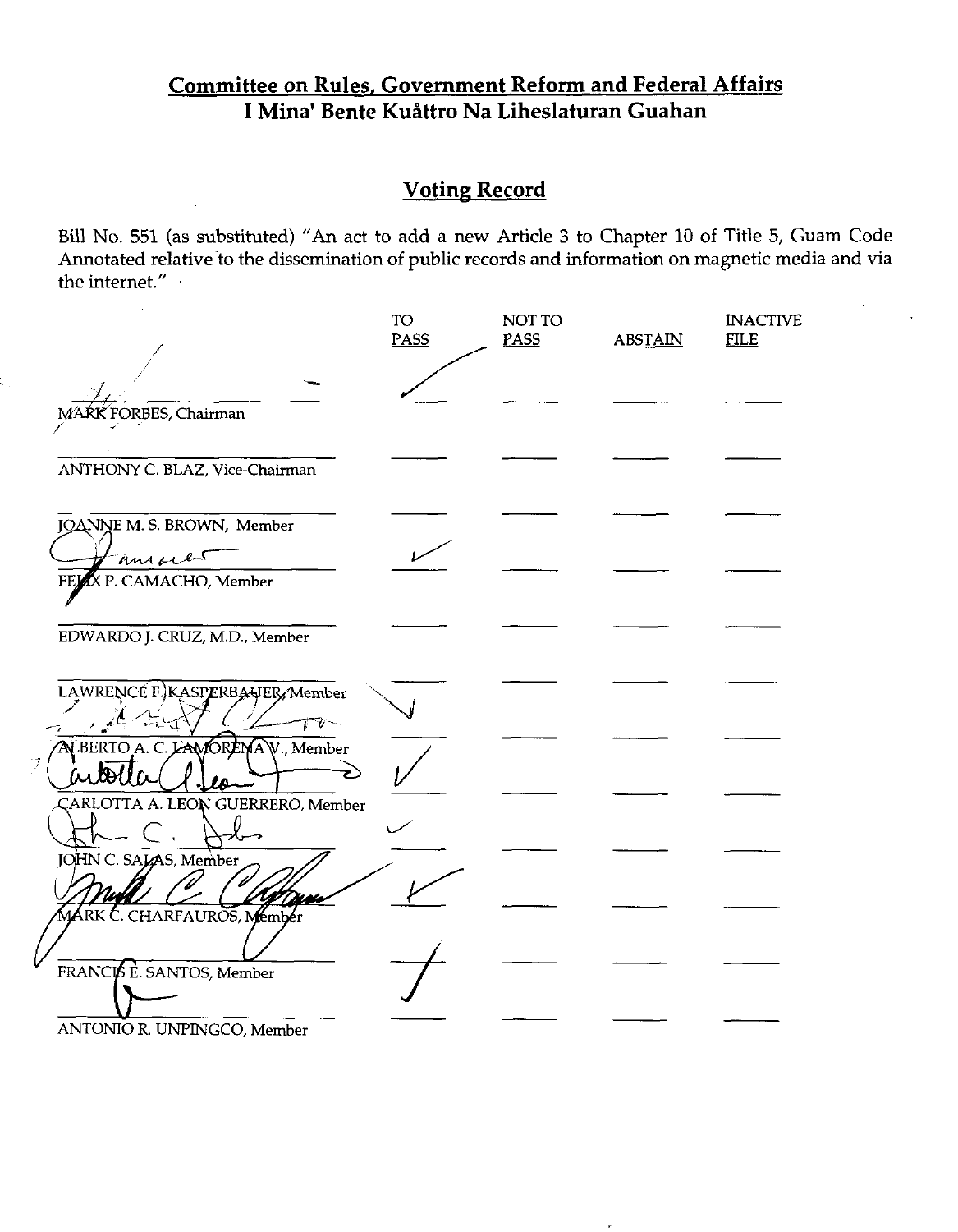## Committee on Rules, Government Reform and Federal Affairs
## I Mina' Bente Kuåttro Na Liheslaturan Guahan

### Voting Record

Bill No. 551 (as substituted) "An act to add a new Article 3 to Chapter 10 of Title 5, Guam Code Annotated relative to the dissemination of public records and information on magnetic media and via the internet."

| | TO PASS | NOT TO PASS | ABSTAIN | INACTIVE FILE |
|---|---|---|---|---|
| MARK FORBES, Chairman | ✓ | | | |
| ANTHONY C. BLAZ, Vice-Chairman | | | | |
| JOANNE M. S. BROWN, Member | | | | |
| FELIX P. CAMACHO, Member | ✓ | | | |
| EDWARDO J. CRUZ, M.D., Member | | | | |
| LAWRENCE F. KASPERBAUER, Member | | | | |
| ALBERTO A. C. LAMORENA V., Member | ✓ | | | |
| CARLOTTA A. LEON GUERRERO, Member | ✓ | | | |
| JOHN C. SALAS, Member | ✓ | | | |
| MARK C. CHARFAUROS, Member | ✓ | | | |
| FRANCIS E. SANTOS, Member | ✓ | | | |
| ANTONIO R. UNPINGCO, Member | | | | |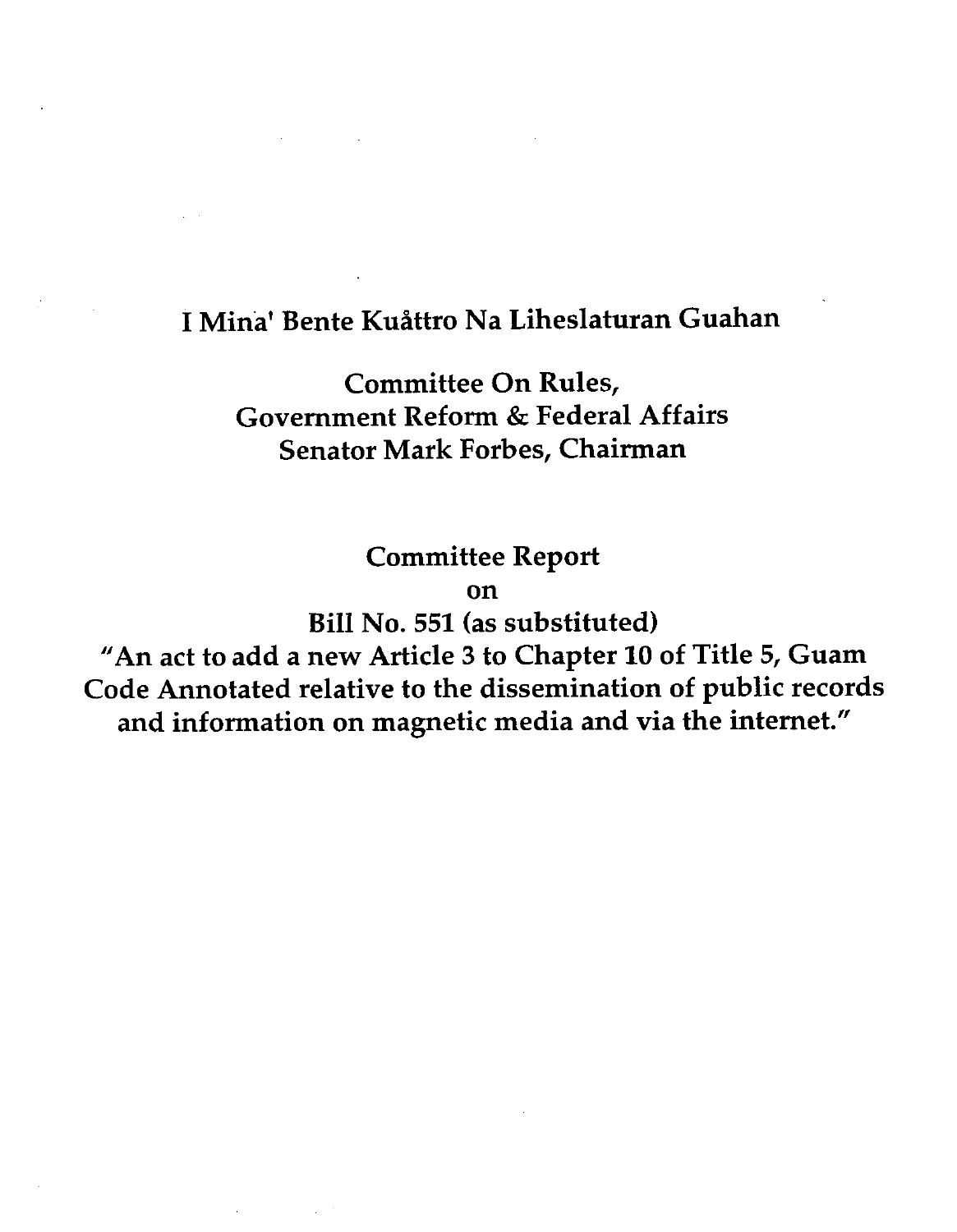# I Mina' Bente Kuåttro Na Liheslaturan Guahan

## Committee On Rules, Government Reform & Federal Affairs Senator Mark Forbes, Chairman

## Committee Report on Bill No. 551 (as substituted)

## "An act to add a new Article 3 to Chapter 10 of Title 5, Guam Code Annotated relative to the dissemination of public records and information on magnetic media and via the internet."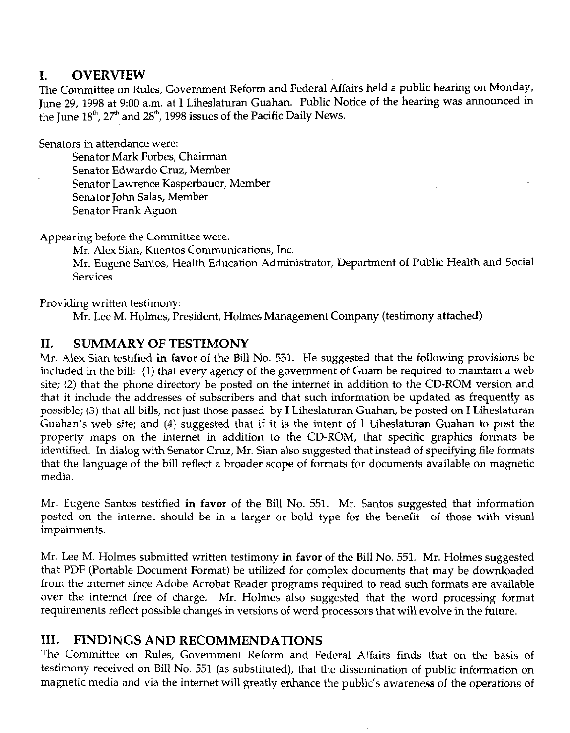## I. OVERVIEW

The Committee on Rules, Government Reform and Federal Affairs held a public hearing on Monday, June 29, 1998 at 9:00 a.m. at I Liheslaturan Guahan. Public Notice of the hearing was announced in the June 18th, 27th and 28th, 1998 issues of the Pacific Daily News.

Senators in attendance were:

- Senator Mark Forbes, Chairman
- Senator Edwardo Cruz, Member
- Senator Lawrence Kasperbauer, Member
- Senator John Salas, Member
- Senator Frank Aguon

Appearing before the Committee were:

- Mr. Alex Sian, Kuentos Communications, Inc.
- Mr. Eugene Santos, Health Education Administrator, Department of Public Health and Social Services

Providing written testimony:

- Mr. Lee M. Holmes, President, Holmes Management Company (testimony attached)

## II. SUMMARY OF TESTIMONY

Mr. Alex Sian testified **in favor** of the Bill No. 551. He suggested that the following provisions be included in the bill: (1) that every agency of the government of Guam be required to maintain a web site; (2) that the phone directory be posted on the internet in addition to the CD-ROM version and that it include the addresses of subscribers and that such information be updated as frequently as possible; (3) that all bills, not just those passed by I Liheslaturan Guahan, be posted on I Liheslaturan Guahan's web site; and (4) suggested that if it is the intent of I Liheslaturan Guahan to post the property maps on the internet in addition to the CD-ROM, that specific graphics formats be identified. In dialog with Senator Cruz, Mr. Sian also suggested that instead of specifying file formats that the language of the bill reflect a broader scope of formats for documents available on magnetic media.

Mr. Eugene Santos testified **in favor** of the Bill No. 551. Mr. Santos suggested that information posted on the internet should be in a larger or bold type for the benefit of those with visual impairments.

Mr. Lee M. Holmes submitted written testimony **in favor** of the Bill No. 551. Mr. Holmes suggested that PDF (Portable Document Format) be utilized for complex documents that may be downloaded from the internet since Adobe Acrobat Reader programs required to read such formats are available over the internet free of charge. Mr. Holmes also suggested that the word processing format requirements reflect possible changes in versions of word processors that will evolve in the future.

## III. FINDINGS AND RECOMMENDATIONS

The Committee on Rules, Government Reform and Federal Affairs finds that on the basis of testimony received on Bill No. 551 (as substituted), that the dissemination of public information on magnetic media and via the internet will greatly enhance the public's awareness of the operations of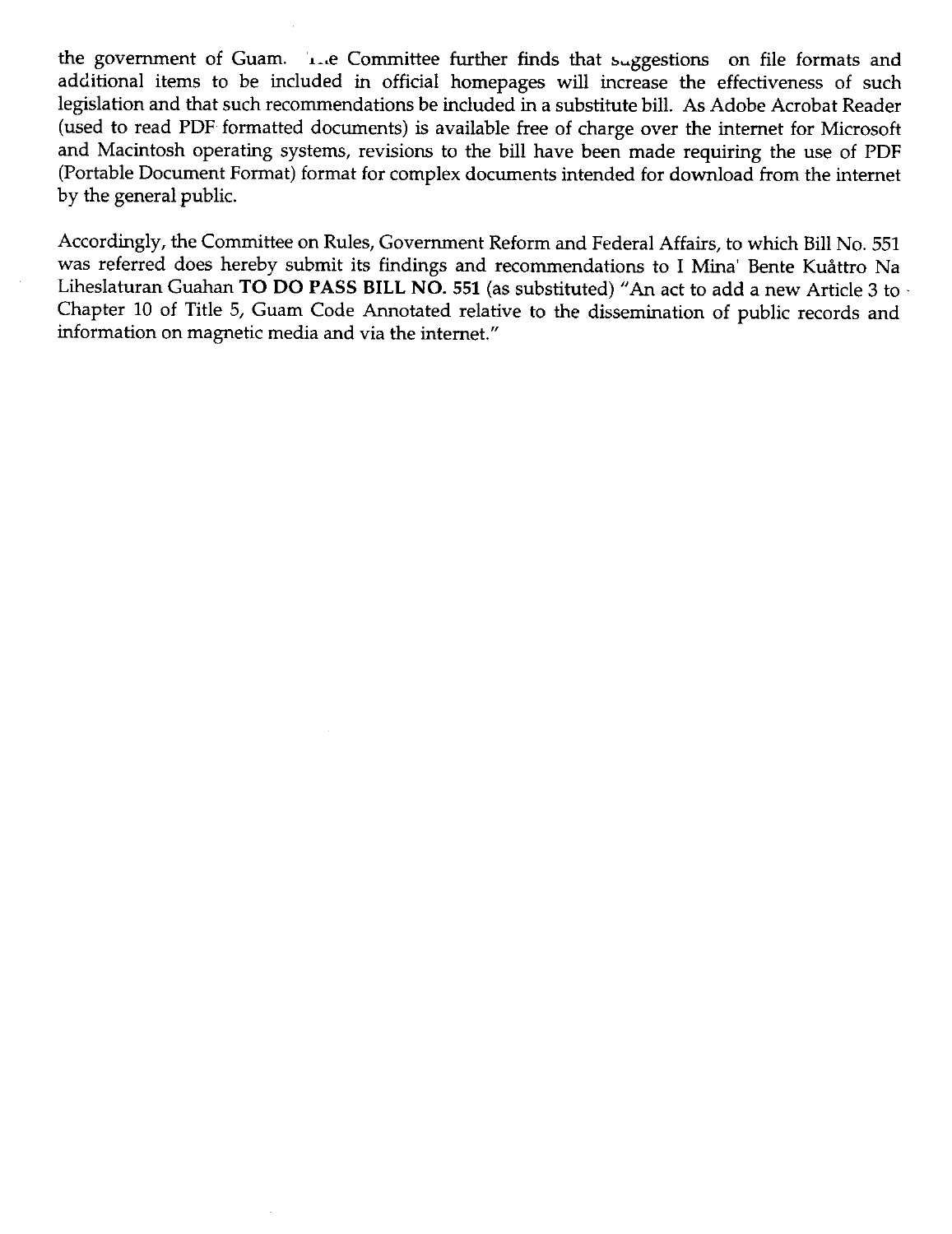the government of Guam. The Committee further finds that suggestions on file formats and additional items to be included in official homepages will increase the effectiveness of such legislation and that such recommendations be included in a substitute bill. As Adobe Acrobat Reader (used to read PDF formatted documents) is available free of charge over the internet for Microsoft and Macintosh operating systems, revisions to the bill have been made requiring the use of PDF (Portable Document Format) format for complex documents intended for download from the internet by the general public.

Accordingly, the Committee on Rules, Government Reform and Federal Affairs, to which Bill No. 551 was referred does hereby submit its findings and recommendations to I Mina' Bente Kuåttro Na Liheslaturan Guahan **TO DO PASS BILL NO. 551** (as substituted) "An act to add a new Article 3 to Chapter 10 of Title 5, Guam Code Annotated relative to the dissemination of public records and information on magnetic media and via the internet."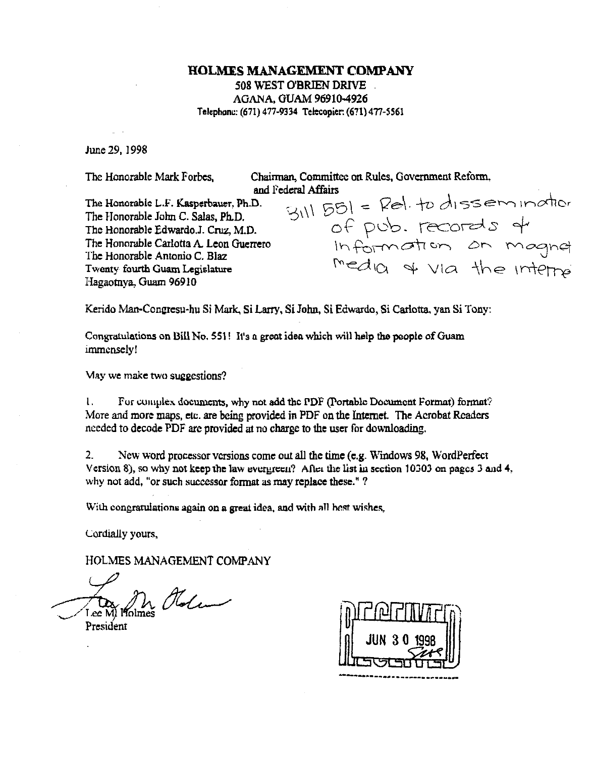# HOLMES MANAGEMENT COMPANY

508 WEST O'BRIEN DRIVE
AGANA, GUAM 96910-4926
Telephone: (671) 477-9334 Telecopier: (671) 477-5561

June 29, 1998

The Honorable Mark Forbes, Chairman, Committee on Rules, Government Reform, and Federal Affairs
The Honorable L.F. Kasperbauer, Ph.D.
The Honorable John C. Salas, Ph.D.
The Honorable Edwardo J. Cruz, M.D.
The Honorable Carlotta A. Leon Guerrero
The Honorable Antonio C. Blaz
Twenty fourth Guam Legislature
Hagaotnya, Guam 96910

Bill 551 = Rel. to dissemination of pub. records & information on magnet media & via the interne

Kerido Man-Congresu-hu Si Mark, Si Larry, Si John, Si Edwardo, Si Carlotta, yan Si Tony:

Congratulations on Bill No. 551! It's a great idea which will help the people of Guam immensely!

May we make two suggestions?

1. For complex documents, why not add the PDF (Portable Document Format) format? More and more maps, etc. are being provided in PDF on the Internet. The Acrobat Readers needed to decode PDF are provided at no charge to the user for downloading.

2. New word processor versions come out all the time (e.g. Windows 98, WordPerfect Version 8), so why not keep the law evergreen? After the list in section 10303 on pages 3 and 4, why not add, "or such successor format as may replace these." ?

With congratulations again on a great idea, and with all best wishes,

Cordially yours,

HOLMES MANAGEMENT COMPANY

Lee M. Holmes
President

RECEIVED
JUN 30 1998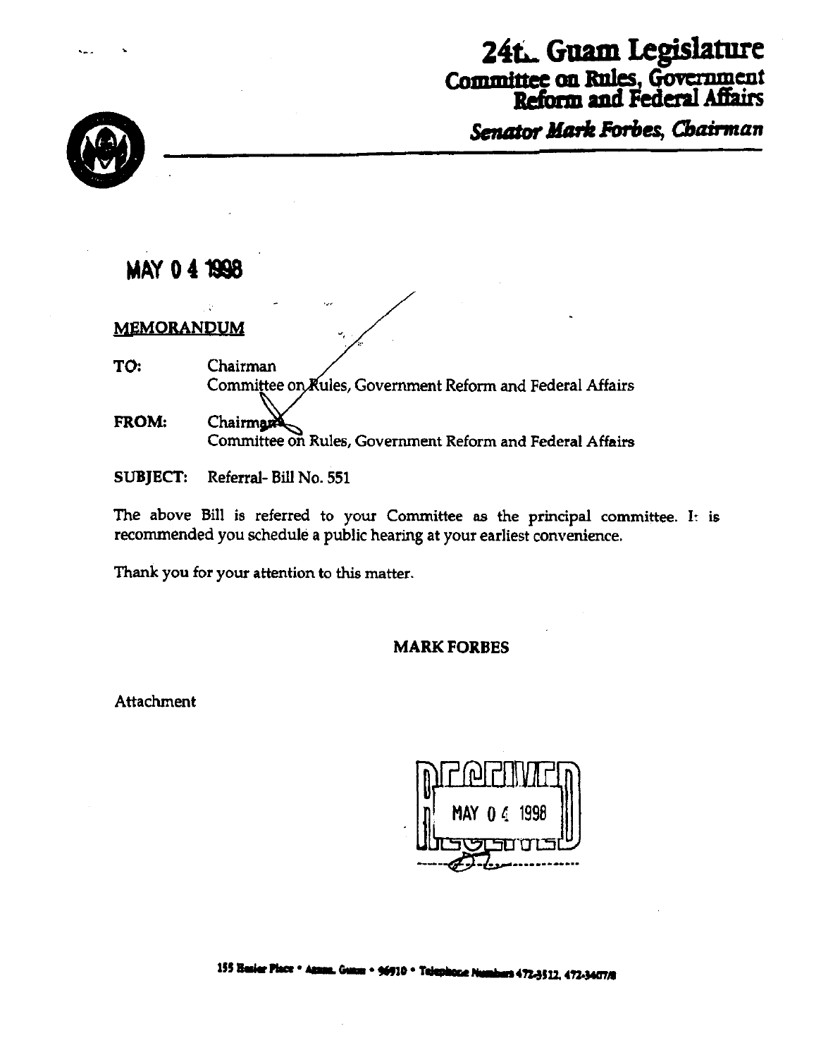# 24th Guam Legislature
## Committee on Rules, Government Reform and Federal Affairs
*Senator Mark Forbes, Chairman*

**MAY 04 1998**

**MEMORANDUM**

**TO:** Chairman
Committee on Rules, Government Reform and Federal Affairs

**FROM:** Chairman
Committee on Rules, Government Reform and Federal Affairs

**SUBJECT:** Referral- Bill No. 551

The above Bill is referred to your Committee as the principal committee. It is recommended you schedule a public hearing at your earliest convenience.

Thank you for your attention to this matter.

**MARK FORBES**

Attachment

RECEIVED
MAY 04 1998

155 Hesler Place • Agana, Guam • 96910 • Telephone Numbers 472-3512, 472-3407/8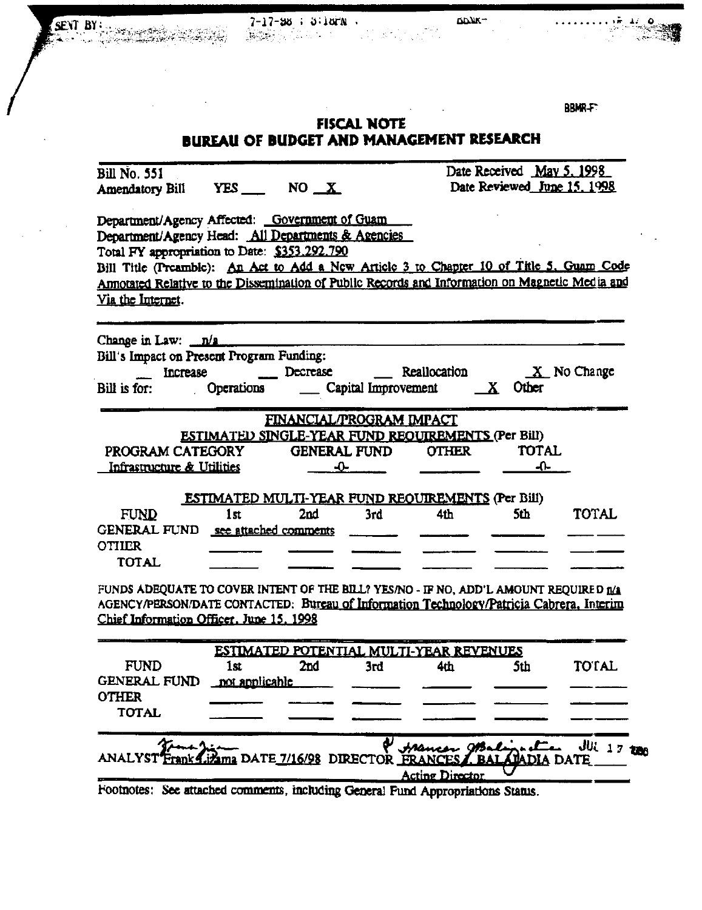BBMR-F

# FISCAL NOTE
# BUREAU OF BUDGET AND MANAGEMENT RESEARCH

Bill No. 551 | Date Received May 5, 1998
Amendatory Bill YES ___ NO X | Date Reviewed June 15, 1998

Department/Agency Affected: Government of Guam
Department/Agency Head: All Departments & Agencies
Total FY appropriation to Date: $353,292,790
Bill Title (Preamble): An Act to Add a New Article 3 to Chapter 10 of Title 5, Guam Code Annotated Relative to the Dissemination of Public Records and Information on Magnetic Media and Via the Internet.

---

Change in Law: n/a
Bill's Impact on Present Program Funding:
___ Increase ___ Decrease ___ Reallocation X No Change
Bill is for: ___ Operations ___ Capital Improvement X Other

---

**FINANCIAL/PROGRAM IMPACT**

**ESTIMATED SINGLE-YEAR FUND REQUIREMENTS (Per Bill)**

| PROGRAM CATEGORY | GENERAL FUND | OTHER | TOTAL |
|---|---|---|---|
| Infrastructure & Utilities | -0- | | -0- |

**ESTIMATED MULTI-YEAR FUND REQUIREMENTS (Per Bill)**

| FUND | 1st | 2nd | 3rd | 4th | 5th | TOTAL |
|---|---|---|---|---|---|---|
| GENERAL FUND | see attached comments | | | | | |
| OTHER | | | | | | |
| TOTAL | | | | | | |

FUNDS ADEQUATE TO COVER INTENT OF THE BILL? YES/NO - IF NO, ADD'L AMOUNT REQUIRED n/a
AGENCY/PERSON/DATE CONTACTED: Bureau of Information Technology/Patricia Cabrera, Interim Chief Information Officer, June 15, 1998

---

**ESTIMATED POTENTIAL MULTI-YEAR REVENUES**

| FUND | 1st | 2nd | 3rd | 4th | 5th | TOTAL |
|---|---|---|---|---|---|---|
| GENERAL FUND | not applicable | | | | | |
| OTHER | | | | | | |
| TOTAL | | | | | | |

ANALYST Frank Lizama DATE 7/16/98 DIRECTOR FRANCES I. BALAJADIA DATE JUL 17 1998
Acting Director

Footnotes: See attached comments, including General Fund Appropriations Status.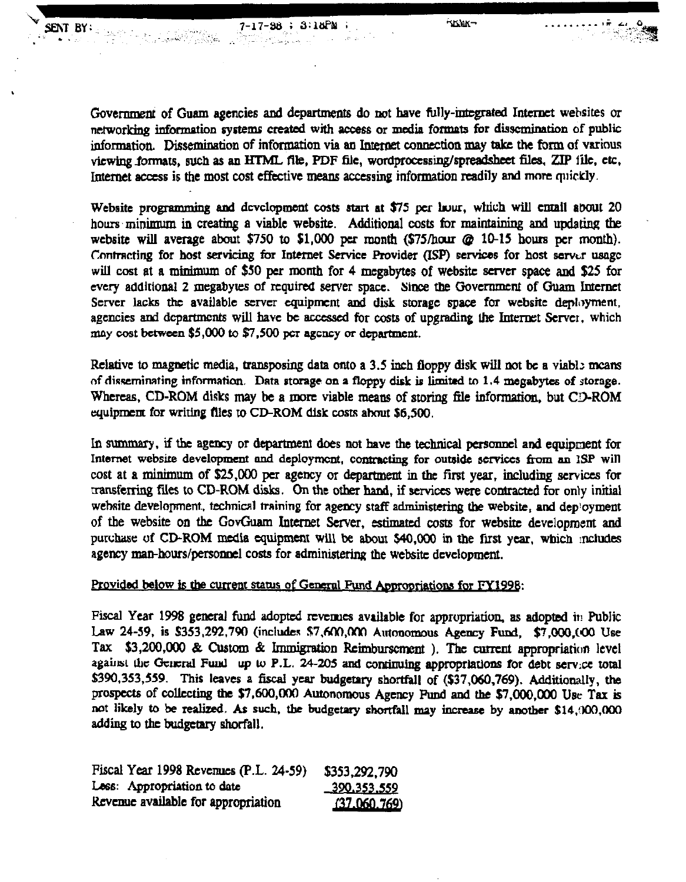Government of Guam agencies and departments do not have fully-integrated Internet websites or networking information systems created with access or media formats for dissemination of public information. Dissemination of information via an Internet connection may take the form of various viewing formats, such as an HTML file, PDF file, wordprocessing/spreadsheet files, ZIP file, etc, Internet access is the most cost effective means accessing information readily and more quickly.

Website programming and development costs start at $75 per hour, which will entail about 20 hours minimum in creating a viable website. Additional costs for maintaining and updating the website will average about $750 to $1,000 per month ($75/hour @ 10-15 hours per month). Contracting for host servicing for Internet Service Provider (ISP) services for host server usage will cost at a minimum of $50 per month for 4 megabytes of website server space and $25 for every additional 2 megabytes of required server space. Since the Government of Guam Internet Server lacks the available server equipment and disk storage space for website deployment, agencies and departments will have be accessed for costs of upgrading the Internet Server, which may cost between $5,000 to $7,500 per agency or department.

Relative to magnetic media, transposing data onto a 3.5 inch floppy disk will not be a viable means of disseminating information. Data storage on a floppy disk is limited to 1.4 megabytes of storage. Whereas, CD-ROM disks may be a more viable means of storing file information, but CD-ROM equipment for writing files to CD-ROM disk costs about $6,500.

In summary, if the agency or department does not have the technical personnel and equipment for Internet website development and deployment, contracting for outside services from an ISP will cost at a minimum of $25,000 per agency or department in the first year, including services for transferring files to CD-ROM disks. On the other hand, if services were contracted for only initial website development, technical training for agency staff administering the website, and deployment of the website on the GovGuam Internet Server, estimated costs for website development and purchase of CD-ROM media equipment will be about $40,000 in the first year, which includes agency man-hours/personnel costs for administering the website development.

Provided below is the current status of General Fund Appropriations for FY1998:

Fiscal Year 1998 general fund adopted revenues available for appropriation, as adopted in Public Law 24-59, is $353,292,790 (includes $7,600,000 Autonomous Agency Fund, $7,000,000 Use Tax $3,200,000 & Custom & Immigration Reimbursement ). The current appropriation level against the General Fund up to P.L. 24-205 and continuing appropriations for debt service total $390,353,559. This leaves a fiscal year budgetary shortfall of ($37,060,769). Additionally, the prospects of collecting the $7,600,000 Autonomous Agency Fund and the $7,000,000 Use Tax is not likely to be realized. As such, the budgetary shortfall may increase by another $14,000,000 adding to the budgetary shortfall.

| | |
|---|---|
| Fiscal Year 1998 Revenues (P.L. 24-59) | $353,292,790 |
| Less: Appropriation to date | 390,353,559 |
| Revenue available for appropriation | (37,060,769) |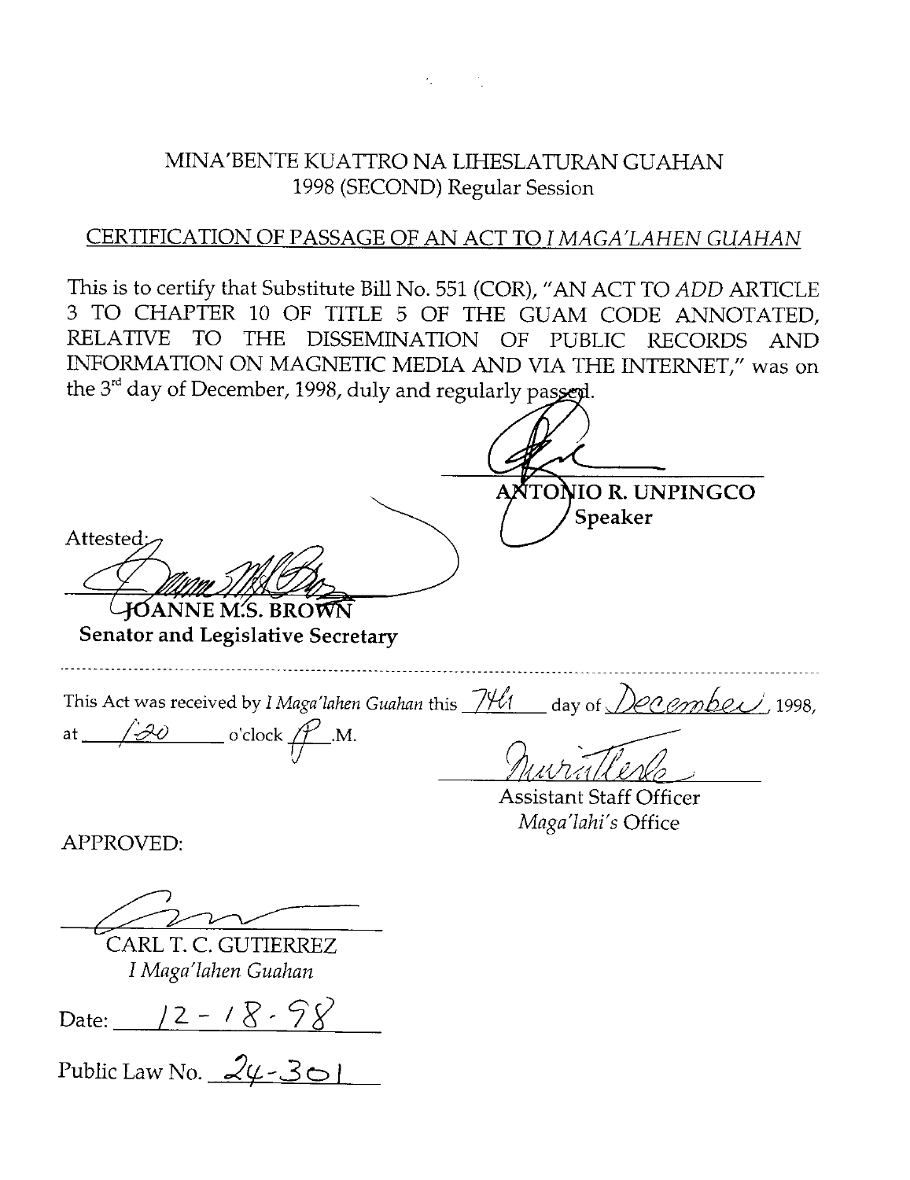MINA'BENTE KUATTRO NA LIHESLATURAN GUAHAN
1998 (SECOND) Regular Session

CERTIFICATION OF PASSAGE OF AN ACT TO *I MAGA'LAHEN GUAHAN*

This is to certify that Substitute Bill No. 551 (COR), "AN ACT TO *ADD* ARTICLE 3 TO CHAPTER 10 OF TITLE 5 OF THE GUAM CODE ANNOTATED, RELATIVE TO THE DISSEMINATION OF PUBLIC RECORDS AND INFORMATION ON MAGNETIC MEDIA AND VIA THE INTERNET," was on the 3rd day of December, 1998, duly and regularly passed.

**ANTONIO R. UNPINGCO**
**Speaker**

Attested:

**JOANNE M.S. BROWN**
**Senator and Legislative Secretary**

---

This Act was received by *I Maga'lahen Guahan* this 7th day of December, 1998, at 1:20 o'clock P.M.

Assistant Staff Officer
*Maga'lahi's* Office

APPROVED:

CARL T. C. GUTIERREZ
*I Maga'lahen Guahan*

Date: 12-18-98

Public Law No. 24-301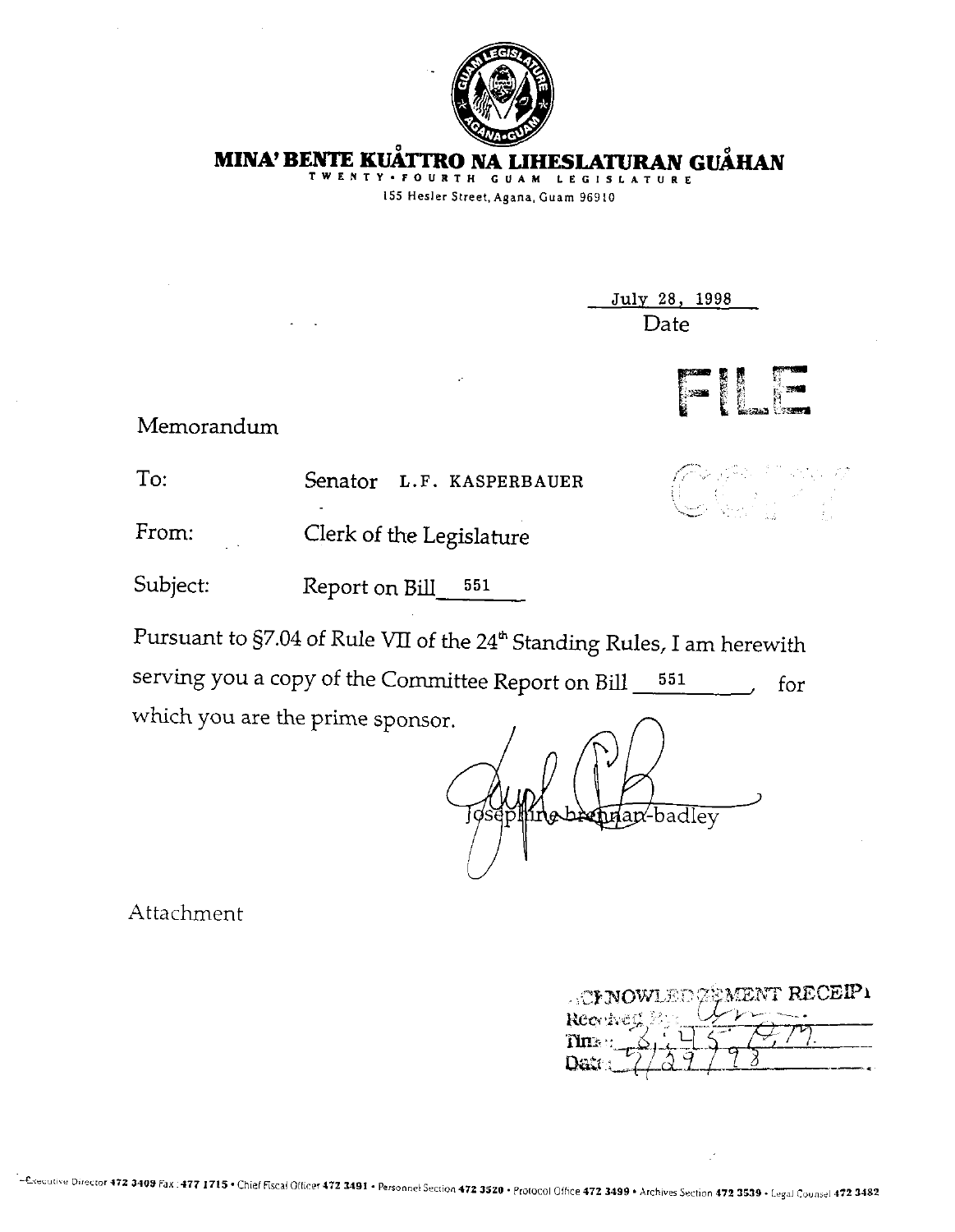# MINA' BENTE KUÅTTRO NA LIHESLATURAN GUÅHAN

TWENTY • FOURTH GUAM LEGISLATURE

155 Hesler Street, Agana, Guam 96910

July 28, 1998
Date

FILE

COPY

Memorandum

To: Senator L.F. KASPERBAUER

From: Clerk of the Legislature

Subject: Report on Bill 551

Pursuant to §7.04 of Rule VII of the 24[th] Standing Rules, I am herewith serving you a copy of the Committee Report on Bill 551, for which you are the prime sponsor.

Josephine brennan-badley

Attachment

ACKNOWLEDGEMENT RECEIPT
Received By: 
Time: 3:45 P.M.
Date: 7/29/98

Executive Director 472 3409 Fax: 477 1715 • Chief Fiscal Officer 472 3491 • Personnel Section 472 3520 • Protocol Office 472 3499 • Archives Section 472 3539 • Legal Counsel 472 3482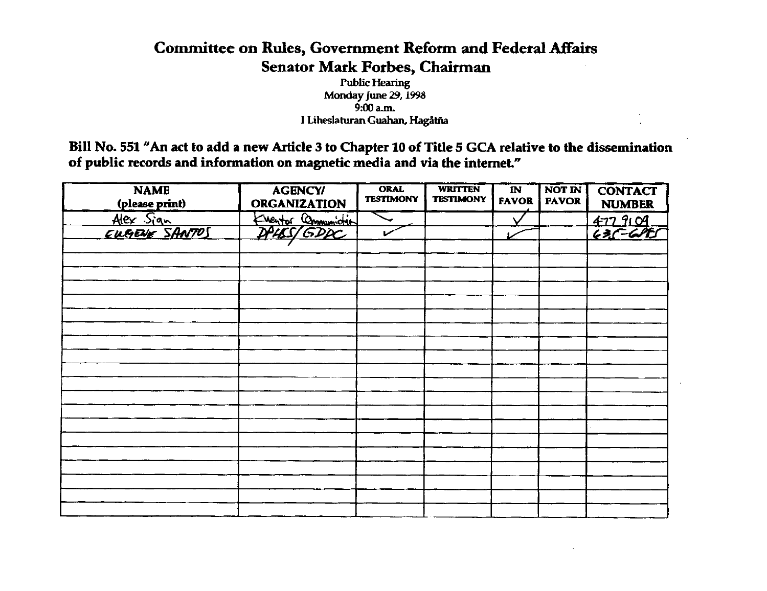# Committee on Rules, Government Reform and Federal Affairs

## Senator Mark Forbes, Chairman

Public Hearing
Monday June 29, 1998
9:00 a.m.
I Liheslaturan Guahan, Hagåtña

**Bill No. 551 "An act to add a new Article 3 to Chapter 10 of Title 5 GCA relative to the dissemination of public records and information on magnetic media and via the internet."**

| NAME (please print) | AGENCY/ ORGANIZATION | ORAL TESTIMONY | WRITTEN TESTIMONY | IN FAVOR | NOT IN FAVOR | CONTACT NUMBER |
|---|---|---|---|---|---|---|
| Alex Sian | Kuentos Communication | ✓ | | ✓ | | 477 9109 |
| EUGENE SANTOS | DPHSS/GDDC | ✓ | | ✓ | | 635-GPES |
| | | | | | | |
| | | | | | | |
| | | | | | | |
| | | | | | | |
| | | | | | | |
| | | | | | | |
| | | | | | | |
| | | | | | | |
| | | | | | | |
| | | | | | | |
| | | | | | | |
| | | | | | | |
| | | | | | | |
| | | | | | | |
| | | | | | | |
| | | | | | | |
| | | | | | | |
| | | | | | | |
| | | | | | | |
| | | | | | | |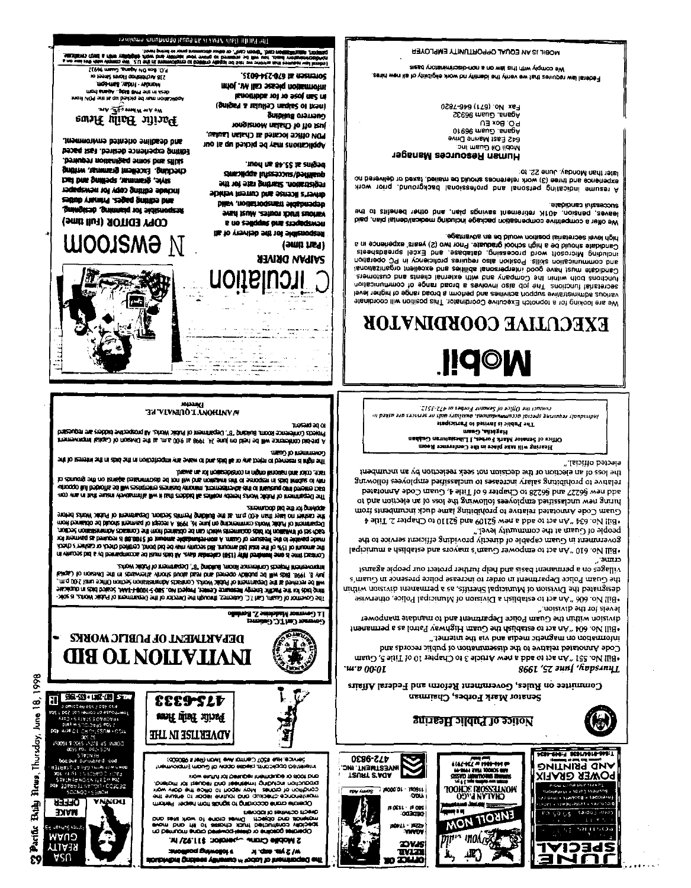# Notice of Public Hearing

**Senator Mark Forbes, Chairman**

**Committee on Rules, Government Reform and Federal Affairs**

*Thursday, June 25, 1998* *10:00 a.m.*

- Bill No. 551 "An act to add a new Article 3 to Chapter 10 of Title 5, Guam Code Annotated relative to the dissemination of public records and information on magnetic media and via the internet."
- Bill No. 604 "An act to establish the Guam Highway Patrol as a permanent division within the Guam Police Department and to mandate manpower levels for the division."
- Bill No. 606 "An act to establish a Division of Municipal Police, otherwise designated the Division of Municipal Sheriffs, as a permanent division within the Guam Police Department in order to increase police presence in Guam's villages on a permanent basis and help further protect our people against crime."
- Bill No. 610 "An act to empower Guam's mayors and establish a municipal government in Guam capable of directly providing efficient service to the people of Guam at the community level."
- Bill No. 634 "An act to add a new §2109 and §2110 to Chapter 2, Title 4 Guam Code Annotated relative to prohibiting lame duck incumbents from hiring new unclassified employees following the loss of an election and to add new §6227 and §6228 to Chapter 6 of Title 4, Guam Code Annotated relative to prohibiting salary increases to unclassified employees following the loss of an election or the decision not seek reelection by an incumbent elected official."

Hearing will take place in the Conference Room
Office of Senator Mark Forbes, 1 Liberation Guahan
Hagåtña, Guam
The Public is Invited to Participate

*Individuals requiring special accommodations, auxiliary aids or services are asked to contact the Office of Senator Forbes at 472-3512.*

---

# Mobil

## EXECUTIVE COORDINATOR

We are looking for a topnotch Executive Coordinator. This position will coordinate various administrative support activities and perform a broad range of higher level secretarial functions. The job also involves a broad range of communication functions both within the Company and with external clients and customers. Candidate must have good interpersonal abilities and excellent organizational and communication skills. Position also requires proficiency in PC operation including Microsoft word processing, database, and Excel spreadsheets. Candidate should be a high school graduate. Prior two (2) years' experience in a high level secretarial position would be an advantage.

We offer a competitive compensation package including medical/dental plan, paid leaves, pension, 401K retirement savings plan, and other benefits to the successful candidate.

A resume indicating personal and professional background, prior work experience and three (3) work references should be mailed, faxed or delivered no later than Monday, June 22, to:

**Human Resources Manager**
Mobil Oil Guam Inc.
642 East Marine Drive
Agana, Guam 96910
P.O. Box EU
Agana, Guam 96932
Fax No. (671) 646-7820

Federal law requires that we verify the identity and work eligibility of all new hires. We comply with this law on a non-discriminatory basis.

MOBIL IS AN EQUAL OPPORTUNITY EMPLOYER

---

# INVITATION TO BID

## DEPARTMENT OF PUBLIC WORKS

Governor Carl T.C. Gutierrez
Lt. Governor Madeleine Z. Bordallo

The Governor of Guam, Carl T.C. Gutierrez, through the Director of the Department of Public Works, is soliciting bids for the Pacific Energy Resource Center, Project No. 580-5-1008-F-IAM. Sealed bids in duplicate will be received at the Department of Public Works, Contracts Administration Section Office until 2:00 p.m. July 8, 1998. Bids will be publicly opened and read aloud shortly afterwards in the Division of Capital Improvement Projects Conference Room, Building "B", Department of Public Works.

Contract time is one hundred fifty (150) calendar days. All bids must be accompanied by a bid security in the amount of 15% of the total bid amount. Bid security may be bid bond, certified check, or cashier's check made payable to the Treasurer of Guam. A non-refundable amount of $100.00 is required as payment for each set of Invitation for bids documents which can be obtained from the Contracts Administration Section, Department of Public Works commencing on June 16, 1998. A receipt of payment should be obtained from the cashier no later than 4:00 p.m. at the Building Permits Section, Department of Public Works before applying for the bid documents.

The Department of Public Works hereby notifies all bidders that it will affirmatively insure that in any contract entered into pursuant to this advertisement, minority business enterprises will be afforded full opportunity to submit bids in response to this invitation and will not be discriminated against on the grounds of race, color and national origin in consideration for an award.

The right is reserved to reject any or all bids and to waive any imperfection in the bids in the interest of the Government of Guam.

A pre-bid conference will be held on June 24, 1998 at 9:00 a.m. at the Division of Capital Improvement Projects Conference Room, Building "B", Department of Public Works. All prospective bidders are requested to be present.

/s/ ANTHONY T. QUENATA, P.E.
Director

---

# Circulation

**SAIPAN DRIVER (Part time)**

Responsible for the delivery of all newspapers and supplies on a various truck routes. Must have dependable transportation, valid driver's license and current vehicle registration. Starting rate for the qualified/successful applicants begins at $5.48 an hour.

Applications may be picked up at our PDN office located at Chalan Laulau, just off of Chalan Monsignor Guerrero Building (next to Saipan Cellular & Paging) in San Jose or for additional information please call Mr. John Sorensen at 670-234-6035.

# Newsroom

**COPY EDITOR (Full time)**

Responsible for planning, designing, and editing pages. Primary duties include editing copy for newspaper style, grammar, spelling and fact checking. Excellent grammar, writing skills and some pagination required. Editing experience desired. Fast paced and deadline oriented environment.

**Pacific Daily News**

Application may be picked up at the PDN front desk in the PNB Bldg., Agana from Monday - Friday, 8am-6pm.
238 Archbishop Flores Street or
P.O. Box DN Agana, Guam 96932

Federal law requires that anyone we hire be legally entitled to employment in the U.S. We comply with this law on a nondiscriminatory basis. You will be required to prove your identity and work eligibility with a birth certificate, passport, naturalization card, "green card", or other document prior to being hired.

The Pacific Daily News is an Equal Opportunity Employer

---

**The Department of Labor is currently seeking individuals ... following position:**

**2 Mobile Crane Operator: $11.92/hr.**
w/ 2 yrs. exp.

Operates gasoline or diesel-powered crane mounted on specially constructed truck chassis to lift and move materials and objects. Drives crane to work sites and directs activities of laborers. Operates crane according to signals from helper. Performs maintenance check-up and routine repair to ensure the condition of cranes. May report to office the daily work production including timesheet and request for material and tools or equipment required for future work.

Interested applicants, please apply at Guam Employment Service, Ste #507 Central Ave Tower.

---

**ADVERTISE IN THE Pacific Daily News**
**475-6333**

---

**OFFICE OR RETAIL SPACE**
ADA'S TRUST & INVESTMENT, INC.
472-9830

---

**ENROLL NOW**
CHALAN PAGO MONTESSORI SCHOOL

---

**JUNE SPECIAL**
POWER GRAFIX AND PRINTING

---

**USA REALTY GUAM**
MAKE DONNA OFFER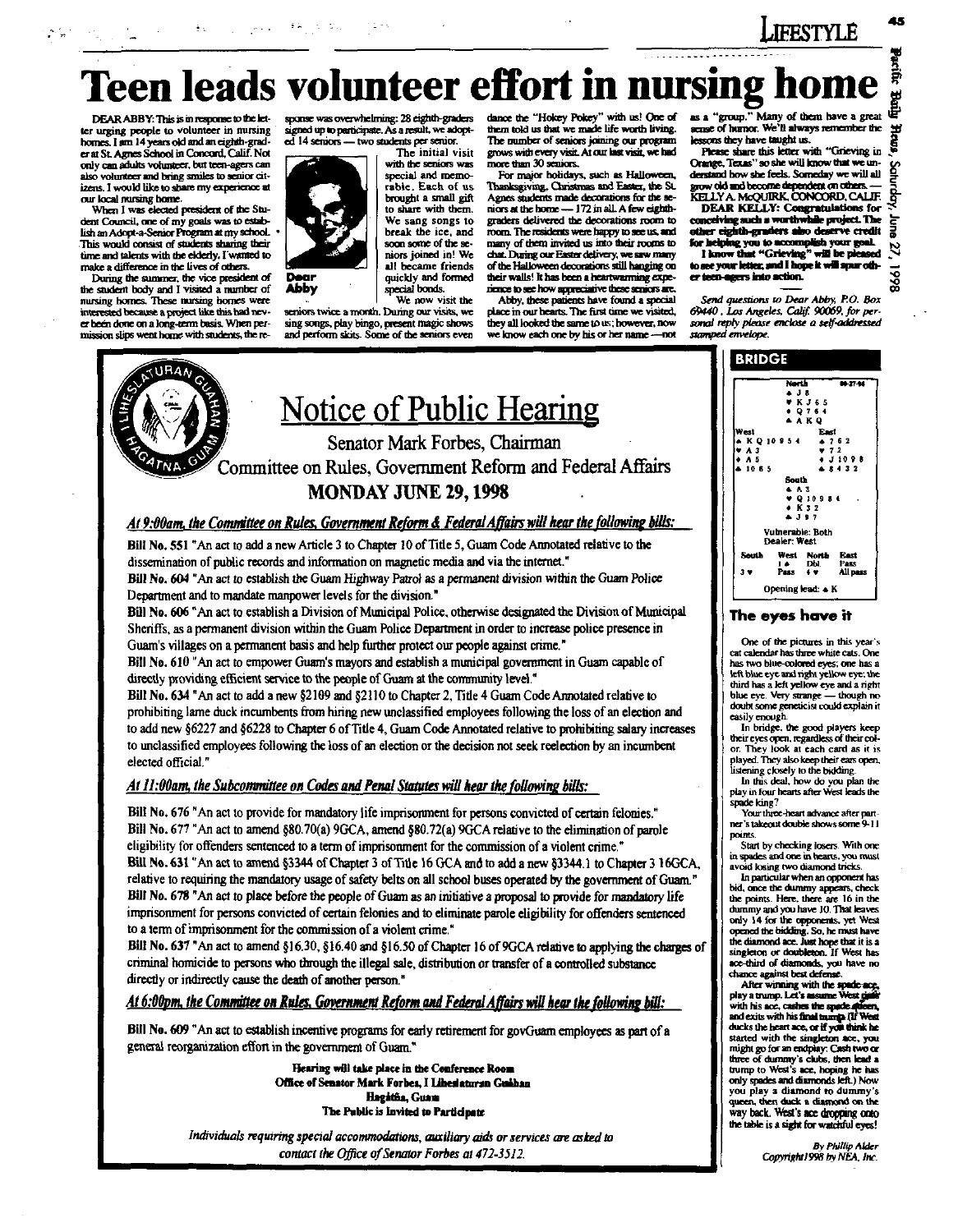# Teen leads volunteer effort in nursing home

DEAR ABBY: This is in response to the letter urging people to volunteer in nursing homes. I am 14 years old and an eighth-grader at St. Agnes School in Concord, Calif. Not only can adults volunteer, but teen-agers can also volunteer and bring smiles to senior citizens. I would like to share my experience at our local nursing home.

When I was elected president of the Student Council, one of my goals was to establish an Adopt-a-Senior Program at my school. This would consist of students sharing their time and talents with the elderly. I wanted to make a difference in the lives of others.

During the summer, the vice president of the student body and I visited a number of nursing homes. These nursing homes were interested because a project like this had never been done on a long-term basis. When permission slips went home with students, the response was overwhelming: 28 eighth-graders signed up to participate. As a result, we adopted 14 seniors — two students per senior.

**Dear Abby**

The initial visit with the seniors was special and memorable. Each of us brought a small gift to share with them. We sang songs to break the ice, and soon some of the seniors joined in! We all became friends quickly and formed special bonds.

We now visit the seniors twice a month. During our visits, we sing songs, play bingo, present magic shows and perform skits. Some of the seniors even dance the "Hokey Pokey" with us! One of them told us that we made life worth living. The number of seniors joining our program grows with every visit. At our last visit, we had more than 30 seniors.

For major holidays, such as Halloween, Thanksgiving, Christmas and Easter, the St. Agnes students made decorations for the seniors at the home — 172 in all. A few eighth-graders delivered the decorations room to room. The residents were happy to see us, and many of them invited us into their rooms to chat. During our Easter delivery, we saw many of the Halloween decorations still hanging on their walls! It has been a heartwarming experience to see how appreciative these seniors are.

Abby, these patients have found a special place in our hearts. The first time we visited, they all looked the same to us; however, now we know each one by his or her name —not as a "group." Many of them have a great sense of humor. We'll always remember the lessons they have taught us.

Please share this letter with "Grieving in Orange, Texas" so she will know that we understand how she feels. Someday we will all grow old and become dependent on others. — KELLY A. McQUIRK, CONCORD, CALIF.

**DEAR KELLY: Congratulations for conceiving such a worthwhile project. The other eighth-graders also deserve credit for helping you to accomplish your goal.**

**I know that "Grieving" will be pleased to see your letter, and I hope it will spur other teen-agers into action.**

*Send questions to Dear Abby, P.O. Box 69440, Los Angeles, Calif. 90069. For personal reply please enclose a self-addressed stamped envelope.*

---

# Notice of Public Hearing

## Senator Mark Forbes, Chairman

## Committee on Rules, Government Reform and Federal Affairs

## MONDAY JUNE 29, 1998

### *At 9:00am, the Committee on Rules, Government Reform & Federal Affairs will hear the following bills:*

**Bill No. 551** "An act to add a new Article 3 to Chapter 10 of Title 5, Guam Code Annotated relative to the dissemination of public records and information on magnetic media and via the internet."

**Bill No. 604** "An act to establish the Guam Highway Patrol as a permanent division within the Guam Police Department and to mandate manpower levels for the division."

**Bill No. 606** "An act to establish a Division of Municipal Police, otherwise designated the Division of Municipal Sheriffs, as a permanent division within the Guam Police Department in order to increase police presence in Guam's villages on a permanent basis and help further protect our people against crime."

**Bill No. 610** "An act to empower Guam's mayors and establish a municipal government in Guam capable of directly providing efficient service to the people of Guam at the community level."

**Bill No. 634** "An act to add a new §2109 and §2110 to Chapter 2, Title 4 Guam Code Annotated relative to prohibiting lame duck incumbents from hiring new unclassified employees following the loss of an election and to add new §6227 and §6228 to Chapter 6 of Title 4, Guam Code Annotated relative to prohibiting salary increases to unclassified employees following the loss of an election or the decision not seek reelection by an incumbent elected official."

### *At 11:00am, the Subcommittee on Codes and Penal Statutes will hear the following bills:*

**Bill No. 676** "An act to provide for mandatory life imprisonment for persons convicted of certain felonies."

**Bill No. 677** "An act to amend §80.70(a) 9GCA, amend §80.72(a) 9GCA relative to the elimination of parole eligibility for offenders sentenced to a term of imprisonment for the commission of a violent crime."

**Bill No. 631** "An act to amend §3344 of Chapter 3 of Title 16 GCA and to add a new §3344.1 to Chapter 3 16GCA, relative to requiring the mandatory usage of safety belts on all school buses operated by the government of Guam."

**Bill No. 678** "An act to place before the people of Guam as an initiative a proposal to provide for mandatory life imprisonment for persons convicted of certain felonies and to eliminate parole eligibility for offenders sentenced to a term of imprisonment for the commission of a violent crime."

**Bill No. 637** "An act to amend §16.30, §16.40 and §16.50 of Chapter 16 of 9GCA relative to applying the charges of criminal homicide to persons who through the illegal sale, distribution or transfer of a controlled substance directly or indirectly cause the death of another person."

### *At 6:00pm, the Committee on Rules, Government Reform and Federal Affairs will hear the following bill:*

**Bill No. 609** "An act to establish incentive programs for early retirement for govGuam employees as part of a general reorganization effort in the government of Guam."

**Hearing will take place in the Conference Room**
**Office of Senator Mark Forbes, I Liheslaturan Guåhan**
**Hagåtña, Guam**
**The Public is Invited to Participate**

*Individuals requiring special accommodations, auxiliary aids or services are asked to contact the Office of Senator Forbes at 472-3512.*

---

## BRIDGE

North 06-27-98
♠ J 8
♥ K J 6 5
♦ Q 7 6 4
♣ A K Q

West
♠ K Q 10 9 5 4
♥ A 3
♦ A 5
♣ 10 6 5

East
♠ 7 6 2
♥ 7 2
♦ J 10 9 8
♣ 8 4 3 2

South
♠ A 3
♥ Q 10 9 8 4
♦ K 3 2
♣ J 9 7

Vulnerable: Both
Dealer: West

| South | West | North | East |
|---|---|---|---|
| | 1 ♠ | Dbl. | Pass |
| 3 ♥ | Pass | 4 ♥ | All pass |

Opening lead: ♠ K

### The eyes have it

One of the pictures in this year's cat calendar has three white cats. One has two blue-colored eyes; one has a left blue eye and right yellow eye; the third has a left yellow eye and a right blue eye. Very strange — though no doubt some geneticist could explain it easily enough.

In bridge, the good players keep their eyes open, regardless of their color. They look at each card as it is played. They also keep their ears open, listening closely to the bidding.

In this deal, how do you plan the play in four hearts after West leads the spade king?

Your three-heart advance after partner's takeout double shows some 9-11 points.

Start by checking losers. With one in spades and one in hearts, you must avoid losing two diamond tricks.

In particular when an opponent has bid, once the dummy appears, check the points. Here, there are 16 in the dummy and you have 10. That leaves only 14 for the opponents, yet West opened the bidding. So, he must have the diamond ace. Just hope that it is a singleton or doubleton. If West has ace-third of diamonds, you have no chance against best defense.

After winning with the spade ace, play a trump. Let's assume West goes with his ace, cashes the spade queen, and exits with his final trump. (If West ducks the heart ace, or if you think he started with the singleton ace, you might go for an endplay: Cash two or three of dummy's clubs, then lead a trump to West's ace, hoping he has only spades and diamonds left.) Now you play a diamond to dummy's queen, then duck a diamond on the way back. West's ace dropping onto the table is a sight for watchful eyes!

*By Phillip Alder*
*Copyright 1998 by NEA, Inc.*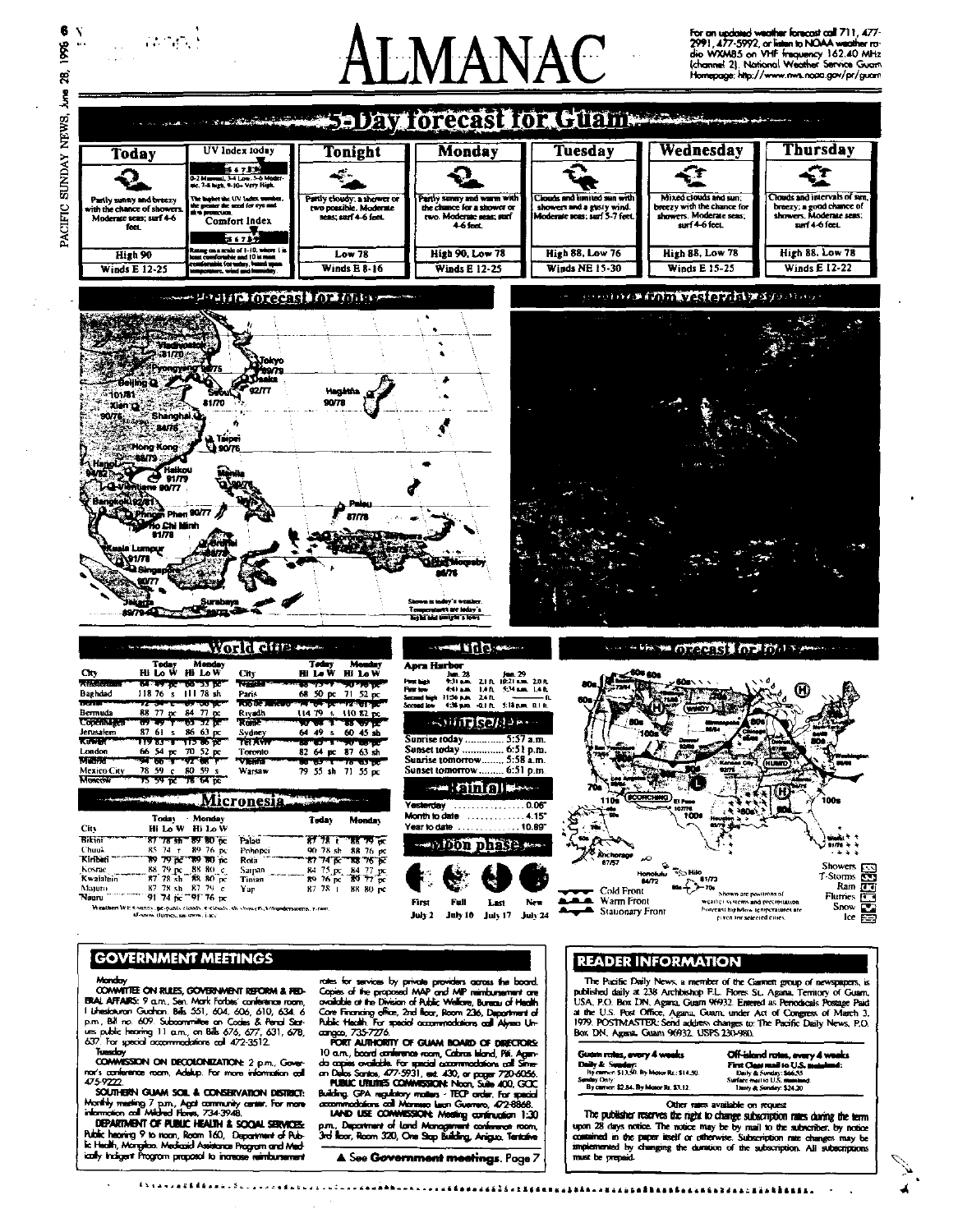# ALMANAC

For an updated weather forecast call 711, 477-2991, 477-5992, or listen to NOAA weather radio WXM85 on VHF frequency 162.40 MHz (channel 2). National Weather Service Guam Homepage: http://www.nws.noaa.gov/pr/guam

## 5-Day forecast for Guam

| Today | UV Index today | Tonight | Monday | Tuesday | Wednesday | Thursday |
|---|---|---|---|---|---|---|
| Partly sunny and breezy with the chance of showers. Moderate seas; surf 4-6 feet. | 0-2 Minimal, 3-4 Low, 5-6 Moderate, 7-8 high, 9-10+ Very High. The higher the UV Index number, the greater the need for eye and skin protection. | Partly cloudy; a shower or two possible. Moderate seas; surf 4-6 feet. | Partly sunny and warm with the chance for a shower or two. Moderate seas; surf 4-6 feet. | Clouds and limited sun with showers and a gusty wind. Moderate seas; surf 5-7 feet. | Mixed clouds and sun; breezy with the chance for showers. Moderate seas; surf 4-6 feet. | Clouds and intervals of sun, breezy; a good chance of showers. Moderate seas; surf 4-6 feet. |
| High 90 | Comfort Index: Rating on a scale of 1-10, where 1 is least comfortable and 10 is most comfortable for today, based upon temperature, wind and humidity. | Low 78 | High 90, Low 78 | High 88, Low 76 | High 88, Low 78 | High 88, Low 78 |
| Winds E 12-25 | | Winds E 8-16 | Winds E 12-25 | Winds NE 15-30 | Winds E 15-25 | Winds E 12-22 |

## Pacific forecast for today

Vladivostok 81/70, Pyongyang 90/75, Tokyo 89/79, Osaka, Seoul 81/70, 92/77, Beijing, 101/81, Xian, 90/76, Shanghai 94/78, Taipei 90/76, Hong Kong 88/73, Hanoi 94/82, Haikou 91/79, Vientiane 90/77, Manila 90/76, Bangkok 92/81, Phnom Penh 90/77, Ho Chi Minh 91/78, Kuala Lumpur 91/78, Singapore 90/77, Brunei, Jakarta 89/79, Surabaya, Hagåtña 90/78, Palau 87/78, Port Moresby 86/76

Shown is today's weather. Temperatures are today's highs and tonight's lows.

## ... from yesterday ...

## World cities

| City | Today Hi Lo W | Monday Hi Lo W | City | Today Hi Lo W | Monday Hi Lo W |
|---|---|---|---|---|---|
| Amsterdam | 64 49 pc | 66 53 pc | Manila | 88 ... | 90 ... |
| Baghdad | 118 76 s | 111 78 sh | Paris | 68 50 pc | 71 52 pc |
| Berlin | 72 ... | ... | Rio de Janeiro | 74 ... | 74 ... |
| Bermuda | 88 77 pc | 84 77 pc | Riyadh | 114 79 s | 110 82 pc |
| Copenhagen | ... | ... | Rome | ... | ... |
| Jerusalem | 87 61 s | 86 63 pc | Sydney | 64 49 s | 60 45 sh |
| Kuwait | 119 83 s | 115 86 pc | Tel Aviv | ... | ... |
| London | 66 54 pc | 70 52 pc | Toronto | 82 64 pc | 87 63 sh |
| Madrid | 94 66 s | 92 66 s | Vienna | ... | ... |
| Mexico City | 78 59 c | 80 59 s | Warsaw | 79 55 sh | 71 55 pc |
| Moscow | 75 59 pc | 78 64 pc | | | |

## Micronesia

| City | Today Hi Lo W | Monday Hi Lo W | City | Today | Monday |
|---|---|---|---|---|---|
| Bikini | 87 78 sh | 89 80 pc | Palau | 87 78 t | 88 79 pc |
| Chuuk | 85 74 r | 89 76 pc | Pohnpei | 90 78 sh | 88 76 pc |
| Kiribati | 89 79 pc | 89 80 pc | Rota | 87 74 pc | 88 76 pc |
| Kosrae | 88 79 pc | 88 80 c | Saipan | 84 75 pc | 84 77 pc |
| Kwajalein | 87 78 sh | 88 80 pc | Tinian | 89 76 pc | 89 77 pc |
| Majuro | 87 78 sh | 87 79 c | Yap | 87 78 t | 88 80 pc |
| Nauru | 91 74 pc | 91 76 pc | | | |

Weather: W; s-sunny, pc-partly cloudy, c-cloudy, sh-showers, t-thunderstorms, r-rain, sf-snow flurries, sn-snow, i-ice.

## Tides

Apra Harbor

| | Jun. 28 | | Jun. 29 | |
|---|---|---|---|---|
| First high | 9:31 a.m. | 2.1 ft. | 10:21 a.m. | 2.0 ft. |
| First low | 4:41 a.m. | 1.4 ft. | 5:34 a.m. | 1.4 ft. |
| Second high | 11:56 p.m. | 2.4 ft. | — | — |
| Second low | 4:36 p.m. | -0.1 ft. | 5:18 p.m. | 0.1 ft. |

## Sunrise/Sunset

- Sunrise today .............. 5:57 a.m.
- Sunset today ............... 6:51 p.m.
- Sunrise tomorrow ........ 5:58 a.m.
- Sunset tomorrow ......... 6:51 p.m.

## Rainfall

- Yesterday ........................ 0.06"
- Month to date ................. 4.15"
- Year to date ................... 10.89"

## Moon phases

| First | Full | Last | New |
|---|---|---|---|
| July 2 | July 10 | July 17 | July 24 |

## U.S. forecast for today

Shown are positions of weather systems and precipitation. Forecast high/low temperatures are given for selected cities.

Cold Front, Warm Front, Stationary Front. Showers, T-Storms, Rain, Flurries, Snow, Ice.

## GOVERNMENT MEETINGS

**Monday**

**COMMITTEE ON RULES, GOVERNMENT REFORM & FEDERAL AFFAIRS:** 9 a.m., Sen. Mark Forbes' conference room, I Liheslaturan Guahan. Bills 551, 604, 606, 610, 634. 6 p.m., Bill no. 609. Subcommittee on Codes & Penal Statues public hearing 11 a.m., on Bills 676, 677, 631, 678, 637. For special accommodations call 472-3512.

**Tuesday**

**COMMISSION ON DECOLONIZATION:** 2 p.m., Governor's conference room, Adelup. For more information call 475-9222.

**SOUTHERN GUAM SOIL & CONSERVATION DISTRICT:** Monthly meeting 7 p.m., Agat community center. For more information call Mildred Flores, 734-3948.

**DEPARTMENT OF PUBLIC HEALTH & SOCIAL SERVICES:** Public hearing 9 to noon, Room 160, Department of Public Health, Mongmong. Medicaid Assistance Program and Medically Indigent Program proposal to increase reimbursement rates for services by private providers across the board. Copies of the proposed MAP and MIP reimbursement are available at the Division of Public Welfare, Bureau of Health Care Financing office, 2nd floor, Room 236, Department of Public Health. For special accommodations call Alyssa Uncangco, 735-7276.

**PORT AUTHORITY OF GUAM BOARD OF DIRECTORS:** 10 a.m., board conference room, Cabras Island, Piti. Agenda copies available. For special accommodations call Simeon Delos Santos, 477-5931, ext. 430, or pager 720-6056.

**PUBLIC UTILITIES COMMISSION:** Noon, Suite 400, GCIC Building. GPA regulatory matters - TECP order. For special accommodations call Marcessa Leon Guerrero, 472-8868.

**LAND USE COMMISSION:** Meeting continuation 1:30 p.m., Department of Land Management conference room, 3rd floor, Room 320, One Stop Building, Anigua. Tentative

▲ See **Government meetings**, Page 7

## READER INFORMATION

The Pacific Daily News, a member of the Gannett group of newspapers, is published daily at 238 Archbishop F.L. Flores St., Agana, Territory of Guam, USA, P.O. Box DN, Agana, Guam 96932. Entered as Periodicals Postage Paid at the U.S. Post Office, Agana, Guam, under Act of Congress of March 3, 1979. POSTMASTER: Send address changes to: The Pacific Daily News, P.O. Box DN, Agana, Guam 96932. USPS 230-980.

**Guam rates, every 4 weeks**

Daily & Sunday:
By carrier: $13.50. By Motor Rt.: $14.50.
Sunday Only:
By carrier: $2.84. By Motor Rt.: $3.12.

**Off-island rates, every 4 weeks**

First Class mail to U.S. mainland:
Daily & Sunday: $66.55
Surface mail to U.S. mainland:
Daily & Sunday: $24.20

Other rates available on request

The publisher reserves the right to change subscription rates during the term upon 28 days notice. The notice may be by mail to the subscriber, by notice contained in the paper itself or otherwise. Subscription rate changes may be implemented by changing the duration of the subscription. All subscriptions must be prepaid.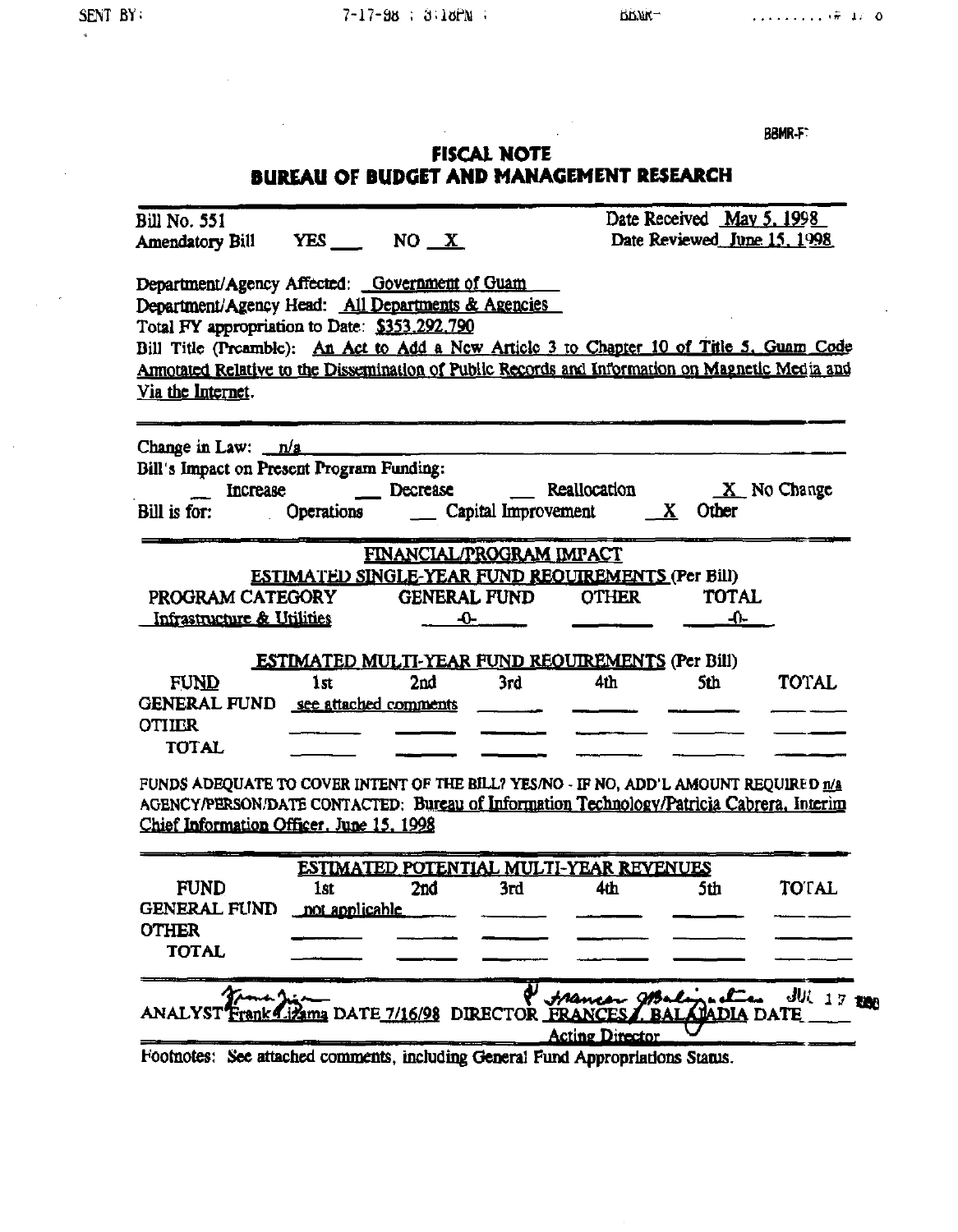BBMR-F

# FISCAL NOTE
## BUREAU OF BUDGET AND MANAGEMENT RESEARCH

Bill No. 551 — Date Received May 5, 1998

Amendatory Bill YES ___ NO X — Date Reviewed June 15, 1998

Department/Agency Affected: Government of Guam

Department/Agency Head: All Departments & Agencies

Total FY appropriation to Date: $353,292,790

Bill Title (Preamble): An Act to Add a New Article 3 to Chapter 10 of Title 5, Guam Code Annotated Relative to the Dissemination of Public Records and Information on Magnetic Media and Via the Internet.

Change in Law: n/a

Bill's Impact on Present Program Funding:

___ Increase ___ Decrease ___ Reallocation X No Change

Bill is for: ___ Operations ___ Capital Improvement X Other

### FINANCIAL/PROGRAM IMPACT

**ESTIMATED SINGLE-YEAR FUND REQUIREMENTS (Per Bill)**

| PROGRAM CATEGORY | GENERAL FUND | OTHER | TOTAL |
|---|---|---|---|
| Infrastructure & Utilities | -0- | | -0- |

**ESTIMATED MULTI-YEAR FUND REQUIREMENTS (Per Bill)**

| FUND | 1st | 2nd | 3rd | 4th | 5th | TOTAL |
|---|---|---|---|---|---|---|
| GENERAL FUND | see attached comments | | | | | |
| OTHER | | | | | | |
| TOTAL | | | | | | |

FUNDS ADEQUATE TO COVER INTENT OF THE BILL? YES/NO - IF NO, ADD'L AMOUNT REQUIRED n/a

AGENCY/PERSON/DATE CONTACTED: Bureau of Information Technology/Patricia Cabrera, Interim Chief Information Officer, June 15, 1998

**ESTIMATED POTENTIAL MULTI-YEAR REVENUES**

| FUND | 1st | 2nd | 3rd | 4th | 5th | TOTAL |
|---|---|---|---|---|---|---|
| GENERAL FUND | not applicable | | | | | |
| OTHER | | | | | | |
| TOTAL | | | | | | |

ANALYST Frank Lizama DATE 7/16/98 DIRECTOR FRANCES I. BALAJADIA, Acting Director DATE JUL 17 1998

Footnotes: See attached comments, including General Fund Appropriations Status.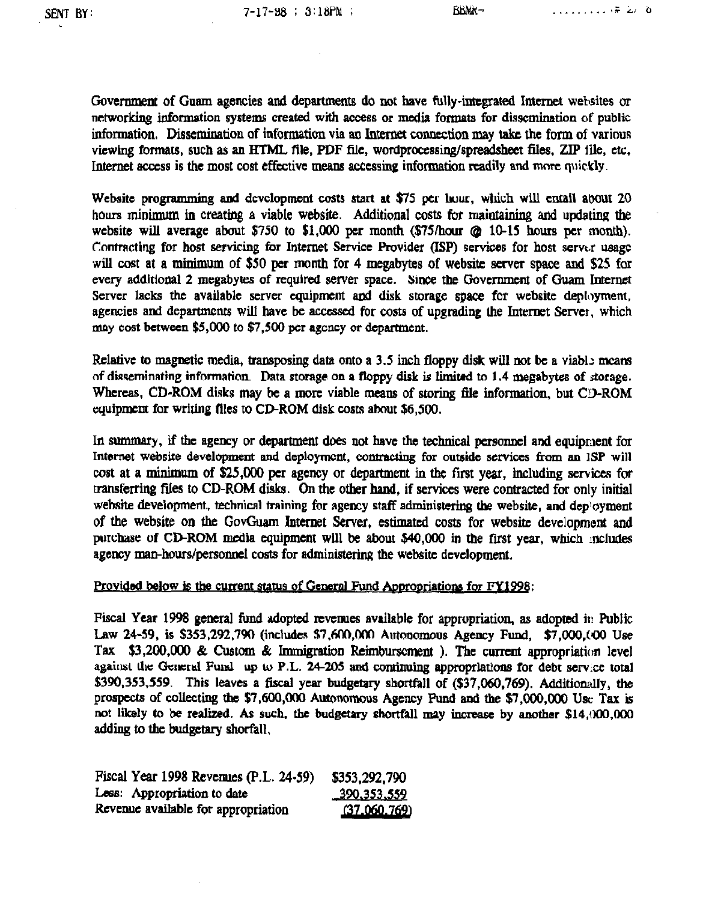Government of Guam agencies and departments do not have fully-integrated Internet websites or networking information systems created with access or media formats for dissemination of public information. Dissemination of information via an Internet connection may take the form of various viewing formats, such as an HTML file, PDF file, wordprocessing/spreadsheet files, ZIP file, etc. Internet access is the most cost effective means accessing information readily and more quickly.

Website programming and development costs start at $75 per hour, which will entail about 20 hours minimum in creating a viable website. Additional costs for maintaining and updating the website will average about $750 to $1,000 per month ($75/hour @ 10-15 hours per month). Contracting for host servicing for Internet Service Provider (ISP) services for host server usage will cost at a minimum of $50 per month for 4 megabytes of website server space and $25 for every additional 2 megabytes of required server space. Since the Government of Guam Internet Server lacks the available server equipment and disk storage space for website deployment, agencies and departments will have be accessed for costs of upgrading the Internet Server, which may cost between $5,000 to $7,500 per agency or department.

Relative to magnetic media, transposing data onto a 3.5 inch floppy disk will not be a viable means of disseminating information. Data storage on a floppy disk is limited to 1.4 megabytes of storage. Whereas, CD-ROM disks may be a more viable means of storing file information, but CD-ROM equipment for writing files to CD-ROM disk costs about $6,500.

In summary, if the agency or department does not have the technical personnel and equipment for Internet website development and deployment, contracting for outside services from an ISP will cost at a minimum of $25,000 per agency or department in the first year, including services for transferring files to CD-ROM disks. On the other hand, if services were contracted for only initial website development, technical training for agency staff administering the website, and deployment of the website on the GovGuam Internet Server, estimated costs for website development and purchase of CD-ROM media equipment will be about $40,000 in the first year, which includes agency man-hours/personnel costs for administering the website development.

Provided below is the current status of General Fund Appropriations for FY1998:

Fiscal Year 1998 general fund adopted revenues available for appropriation, as adopted in Public Law 24-59, is $353,292,790 (includes $7,600,000 Autonomous Agency Fund, $7,000,000 Use Tax $3,200,000 & Custom & Immigration Reimbursement ). The current appropriation level against the General Fund up to P.L. 24-205 and continuing appropriations for debt service total $390,353,559. This leaves a fiscal year budgetary shortfall of ($37,060,769). Additionally, the prospects of collecting the $7,600,000 Autonomous Agency Fund and the $7,000,000 Use Tax is not likely to be realized. As such, the budgetary shortfall may increase by another $14,000,000 adding to the budgetary shortfall.

| | |
|---|---|
| Fiscal Year 1998 Revenues (P.L. 24-59) | $353,292,790 |
| Less: Appropriation to date | 390,353,559 |
| Revenue available for appropriation | (37,060,769) |